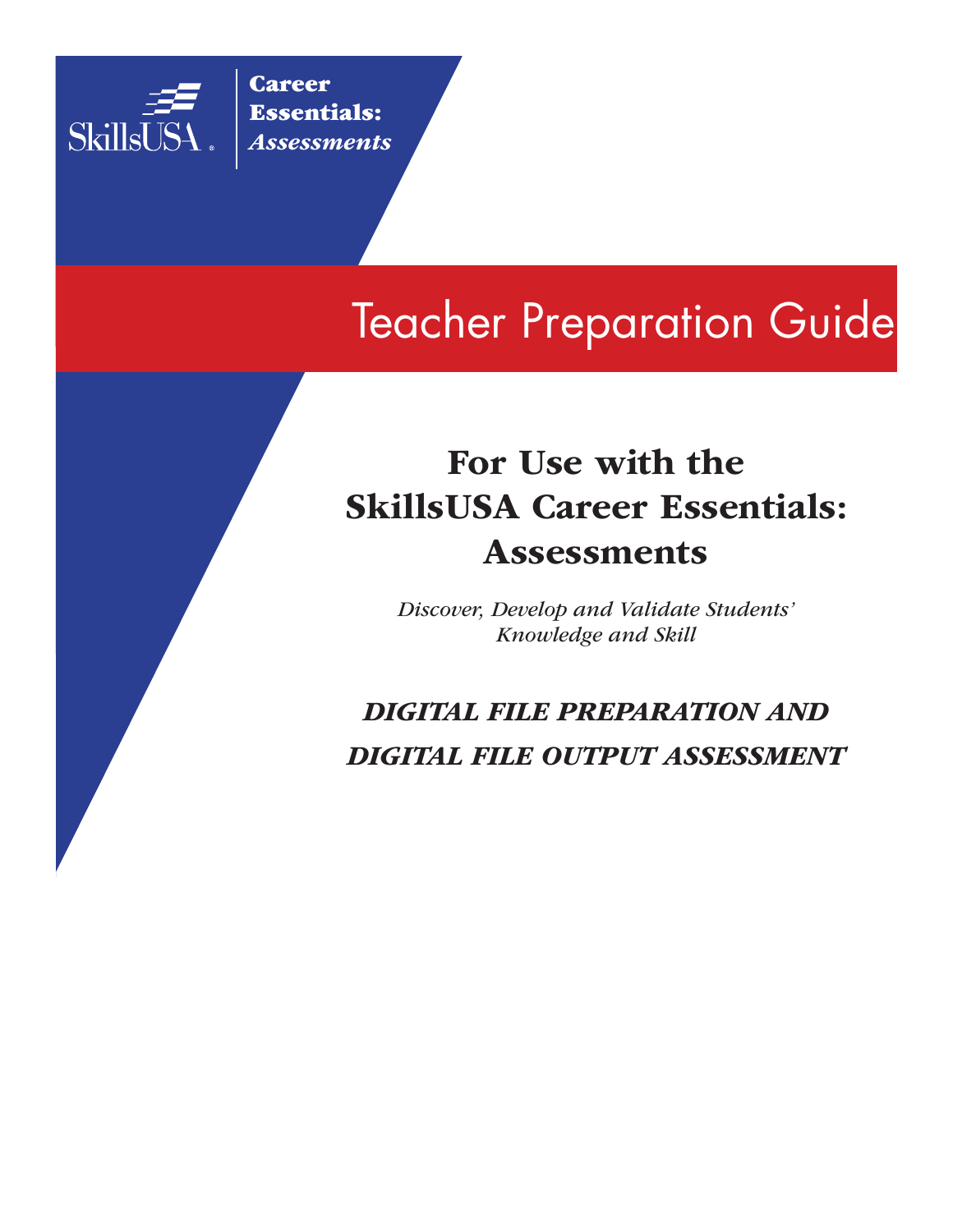SkillsUSA®

**Career Essentials:** ***Assessments***

# Teacher Preparation Guide

## For Use with the SkillsUSA Career Essentials: Assessments

*Discover, Develop and Validate Students' Knowledge and Skill*

***DIGITAL FILE PREPARATION AND DIGITAL FILE OUTPUT ASSESSMENT***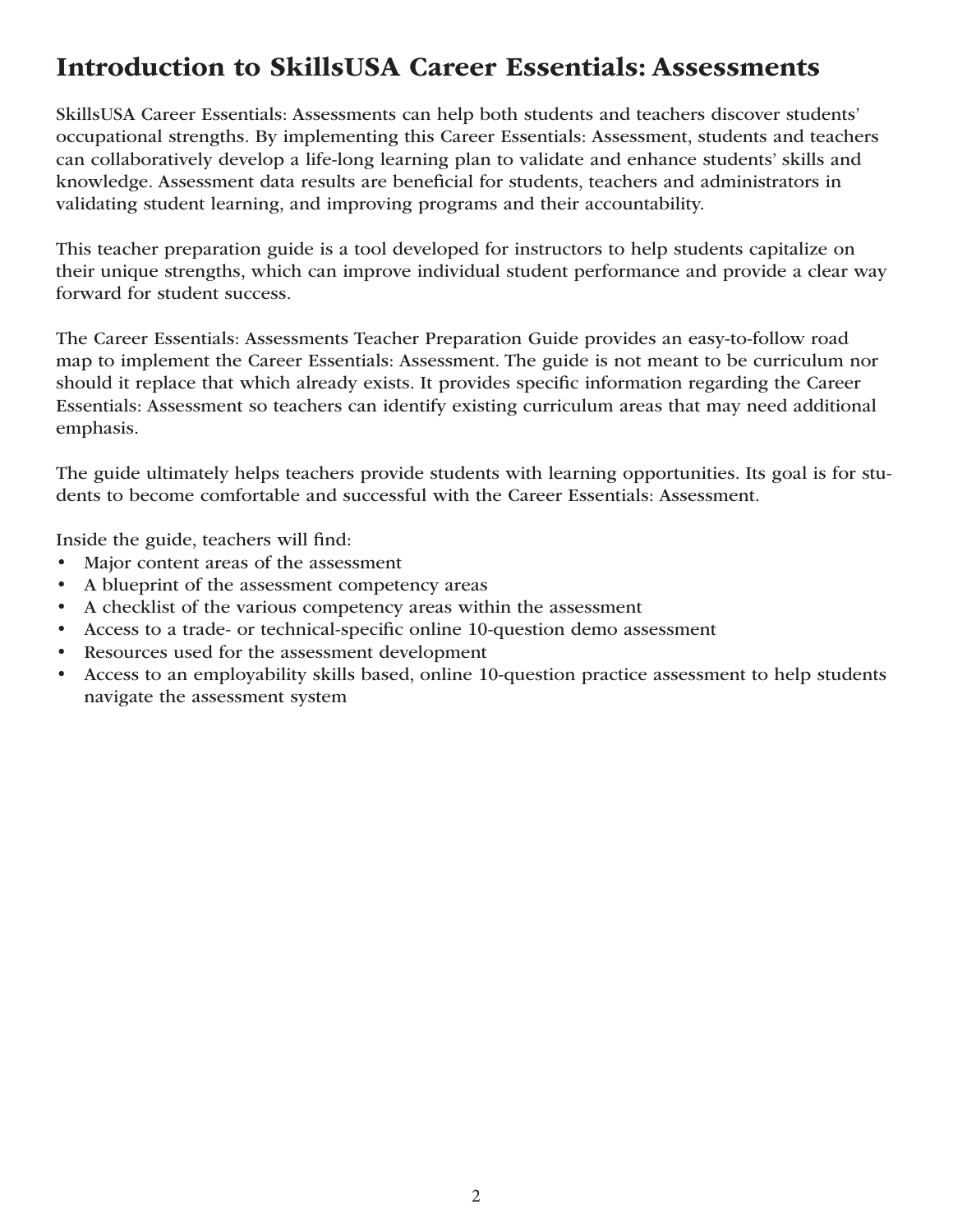# Introduction to SkillsUSA Career Essentials: Assessments

SkillsUSA Career Essentials: Assessments can help both students and teachers discover students' occupational strengths. By implementing this Career Essentials: Assessment, students and teachers can collaboratively develop a life-long learning plan to validate and enhance students' skills and knowledge. Assessment data results are beneficial for students, teachers and administrators in validating student learning, and improving programs and their accountability.

This teacher preparation guide is a tool developed for instructors to help students capitalize on their unique strengths, which can improve individual student performance and provide a clear way forward for student success.

The Career Essentials: Assessments Teacher Preparation Guide provides an easy-to-follow road map to implement the Career Essentials: Assessment. The guide is not meant to be curriculum nor should it replace that which already exists. It provides specific information regarding the Career Essentials: Assessment so teachers can identify existing curriculum areas that may need additional emphasis.

The guide ultimately helps teachers provide students with learning opportunities. Its goal is for students to become comfortable and successful with the Career Essentials: Assessment.

Inside the guide, teachers will find:

- Major content areas of the assessment
- A blueprint of the assessment competency areas
- A checklist of the various competency areas within the assessment
- Access to a trade- or technical-specific online 10-question demo assessment
- Resources used for the assessment development
- Access to an employability skills based, online 10-question practice assessment to help students navigate the assessment system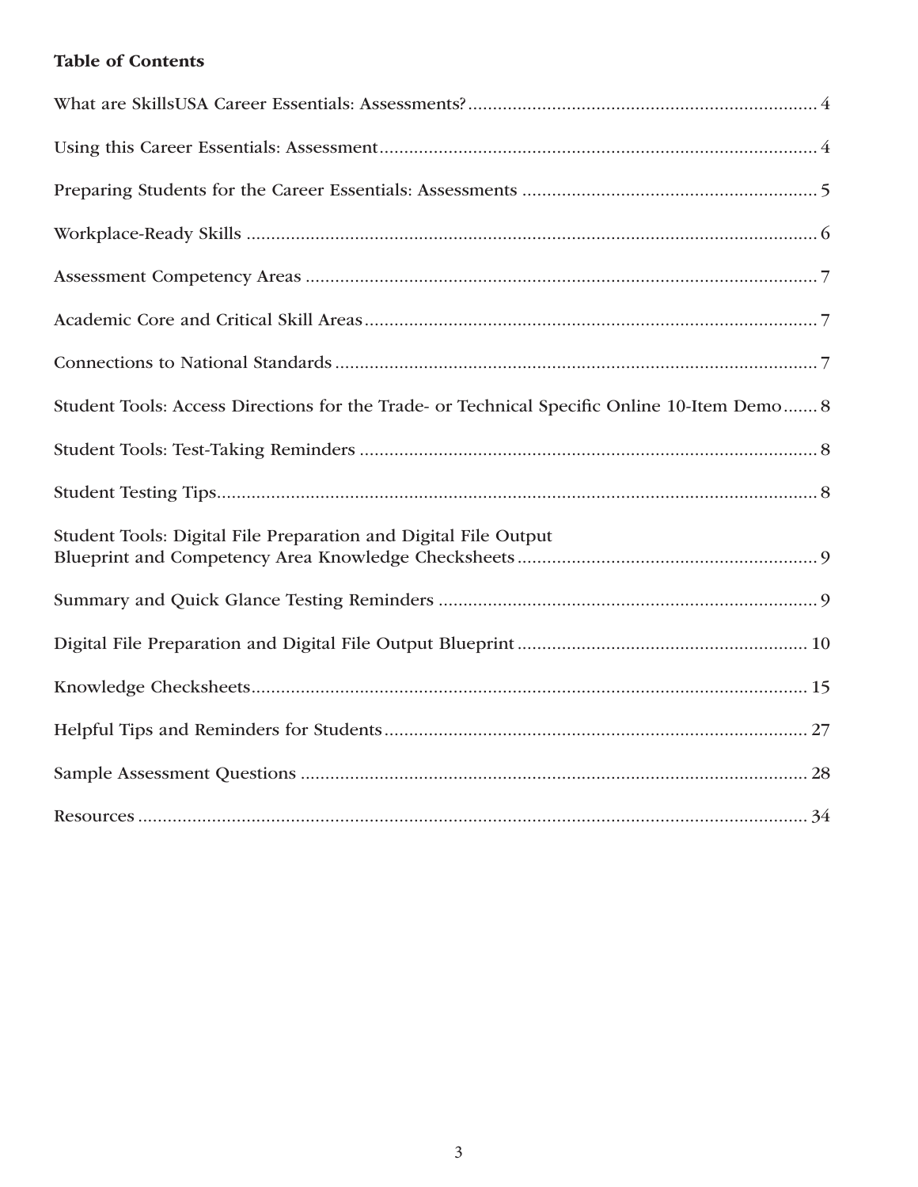**Table of Contents**

What are SkillsUSA Career Essentials: Assessments? ..... 4

Using this Career Essentials: Assessment ..... 4

Preparing Students for the Career Essentials: Assessments ..... 5

Workplace-Ready Skills ..... 6

Assessment Competency Areas ..... 7

Academic Core and Critical Skill Areas ..... 7

Connections to National Standards ..... 7

Student Tools: Access Directions for the Trade- or Technical Specific Online 10-Item Demo ..... 8

Student Tools: Test-Taking Reminders ..... 8

Student Testing Tips ..... 8

Student Tools: Digital File Preparation and Digital File Output Blueprint and Competency Area Knowledge Checksheets ..... 9

Summary and Quick Glance Testing Reminders ..... 9

Digital File Preparation and Digital File Output Blueprint ..... 10

Knowledge Checksheets ..... 15

Helpful Tips and Reminders for Students ..... 27

Sample Assessment Questions ..... 28

Resources ..... 34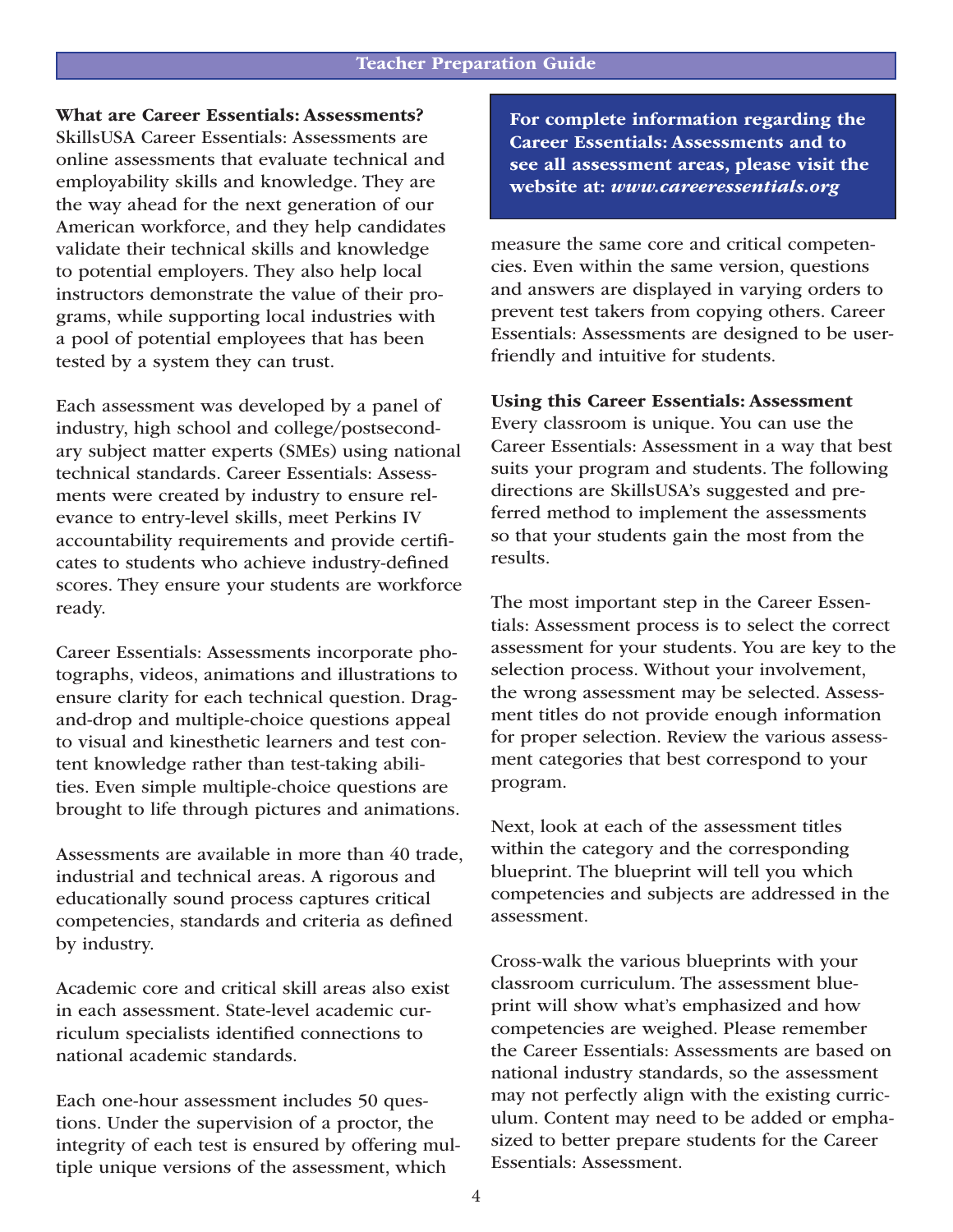## Teacher Preparation Guide

**What are Career Essentials: Assessments?**
SkillsUSA Career Essentials: Assessments are online assessments that evaluate technical and employability skills and knowledge. They are the way ahead for the next generation of our American workforce, and they help candidates validate their technical skills and knowledge to potential employers. They also help local instructors demonstrate the value of their programs, while supporting local industries with a pool of potential employees that has been tested by a system they can trust.

Each assessment was developed by a panel of industry, high school and college/postsecondary subject matter experts (SMEs) using national technical standards. Career Essentials: Assessments were created by industry to ensure relevance to entry-level skills, meet Perkins IV accountability requirements and provide certificates to students who achieve industry-defined scores. They ensure your students are workforce ready.

Career Essentials: Assessments incorporate photographs, videos, animations and illustrations to ensure clarity for each technical question. Drag-and-drop and multiple-choice questions appeal to visual and kinesthetic learners and test content knowledge rather than test-taking abilities. Even simple multiple-choice questions are brought to life through pictures and animations.

Assessments are available in more than 40 trade, industrial and technical areas. A rigorous and educationally sound process captures critical competencies, standards and criteria as defined by industry.

Academic core and critical skill areas also exist in each assessment. State-level academic curriculum specialists identified connections to national academic standards.

Each one-hour assessment includes 50 questions. Under the supervision of a proctor, the integrity of each test is ensured by offering multiple unique versions of the assessment, which measure the same core and critical competencies. Even within the same version, questions and answers are displayed in varying orders to prevent test takers from copying others. Career Essentials: Assessments are designed to be user-friendly and intuitive for students.

**For complete information regarding the Career Essentials: Assessments and to see all assessment areas, please visit the website at: *www.careeressentials.org***

**Using this Career Essentials: Assessment**
Every classroom is unique. You can use the Career Essentials: Assessment in a way that best suits your program and students. The following directions are SkillsUSA's suggested and preferred method to implement the assessments so that your students gain the most from the results.

The most important step in the Career Essentials: Assessment process is to select the correct assessment for your students. You are key to the selection process. Without your involvement, the wrong assessment may be selected. Assessment titles do not provide enough information for proper selection. Review the various assessment categories that best correspond to your program.

Next, look at each of the assessment titles within the category and the corresponding blueprint. The blueprint will tell you which competencies and subjects are addressed in the assessment.

Cross-walk the various blueprints with your classroom curriculum. The assessment blueprint will show what's emphasized and how competencies are weighed. Please remember the Career Essentials: Assessments are based on national industry standards, so the assessment may not perfectly align with the existing curriculum. Content may need to be added or emphasized to better prepare students for the Career Essentials: Assessment.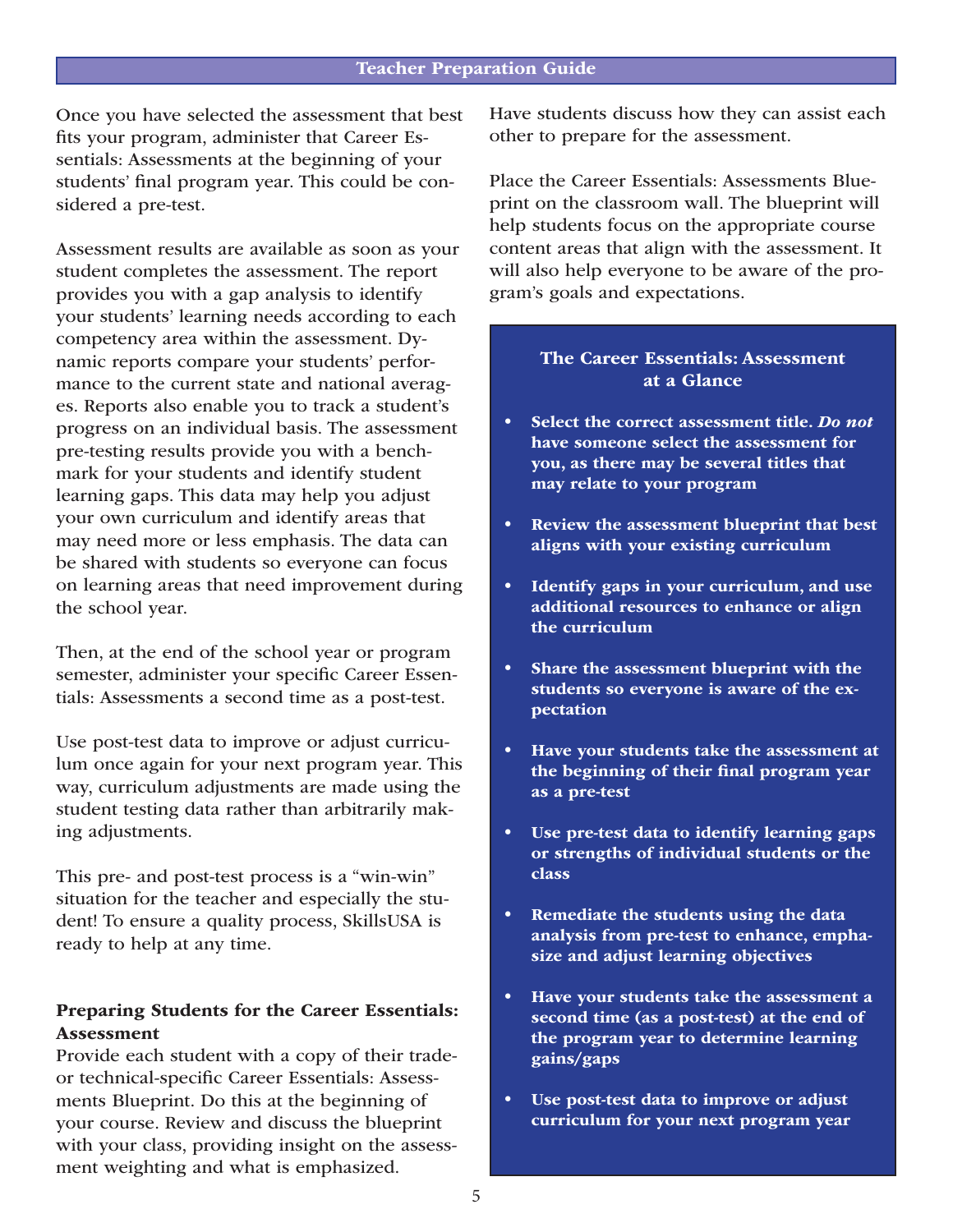Once you have selected the assessment that best fits your program, administer that Career Essentials: Assessments at the beginning of your students' final program year. This could be considered a pre-test.

Assessment results are available as soon as your student completes the assessment. The report provides you with a gap analysis to identify your students' learning needs according to each competency area within the assessment. Dynamic reports compare your students' performance to the current state and national averages. Reports also enable you to track a student's progress on an individual basis. The assessment pre-testing results provide you with a benchmark for your students and identify student learning gaps. This data may help you adjust your own curriculum and identify areas that may need more or less emphasis. The data can be shared with students so everyone can focus on learning areas that need improvement during the school year.

Then, at the end of the school year or program semester, administer your specific Career Essentials: Assessments a second time as a post-test.

Use post-test data to improve or adjust curriculum once again for your next program year. This way, curriculum adjustments are made using the student testing data rather than arbitrarily making adjustments.

This pre- and post-test process is a "win-win" situation for the teacher and especially the student! To ensure a quality process, SkillsUSA is ready to help at any time.

## Preparing Students for the Career Essentials: Assessment

Provide each student with a copy of their trade- or technical-specific Career Essentials: Assessments Blueprint. Do this at the beginning of your course. Review and discuss the blueprint with your class, providing insight on the assessment weighting and what is emphasized.

Have students discuss how they can assist each other to prepare for the assessment.

Place the Career Essentials: Assessments Blueprint on the classroom wall. The blueprint will help students focus on the appropriate course content areas that align with the assessment. It will also help everyone to be aware of the program's goals and expectations.

### The Career Essentials: Assessment at a Glance

- **Select the correct assessment title. *Do not* have someone select the assessment for you, as there may be several titles that may relate to your program**
- **Review the assessment blueprint that best aligns with your existing curriculum**
- **Identify gaps in your curriculum, and use additional resources to enhance or align the curriculum**
- **Share the assessment blueprint with the students so everyone is aware of the expectation**
- **Have your students take the assessment at the beginning of their final program year as a pre-test**
- **Use pre-test data to identify learning gaps or strengths of individual students or the class**
- **Remediate the students using the data analysis from pre-test to enhance, emphasize and adjust learning objectives**
- **Have your students take the assessment a second time (as a post-test) at the end of the program year to determine learning gains/gaps**
- **Use post-test data to improve or adjust curriculum for your next program year**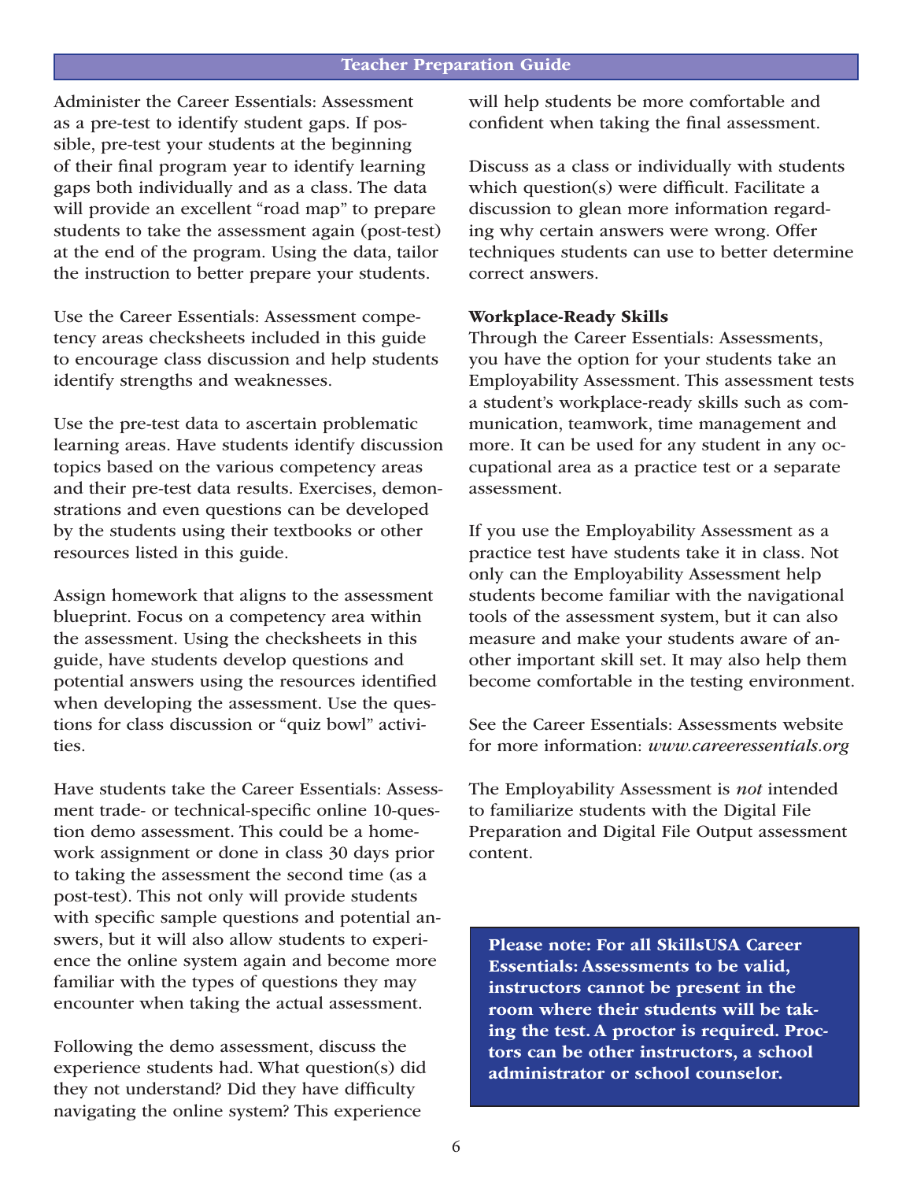Administer the Career Essentials: Assessment as a pre-test to identify student gaps. If possible, pre-test your students at the beginning of their final program year to identify learning gaps both individually and as a class. The data will provide an excellent “road map” to prepare students to take the assessment again (post-test) at the end of the program. Using the data, tailor the instruction to better prepare your students.

Use the Career Essentials: Assessment competency areas checksheets included in this guide to encourage class discussion and help students identify strengths and weaknesses.

Use the pre-test data to ascertain problematic learning areas. Have students identify discussion topics based on the various competency areas and their pre-test data results. Exercises, demonstrations and even questions can be developed by the students using their textbooks or other resources listed in this guide.

Assign homework that aligns to the assessment blueprint. Focus on a competency area within the assessment. Using the checksheets in this guide, have students develop questions and potential answers using the resources identified when developing the assessment. Use the questions for class discussion or “quiz bowl” activities.

Have students take the Career Essentials: Assessment trade- or technical-specific online 10-question demo assessment. This could be a homework assignment or done in class 30 days prior to taking the assessment the second time (as a post-test). This not only will provide students with specific sample questions and potential answers, but it will also allow students to experience the online system again and become more familiar with the types of questions they may encounter when taking the actual assessment.

Following the demo assessment, discuss the experience students had. What question(s) did they not understand? Did they have difficulty navigating the online system? This experience will help students be more comfortable and confident when taking the final assessment.

Discuss as a class or individually with students which question(s) were difficult. Facilitate a discussion to glean more information regarding why certain answers were wrong. Offer techniques students can use to better determine correct answers.

**Workplace-Ready Skills**

Through the Career Essentials: Assessments, you have the option for your students take an Employability Assessment. This assessment tests a student’s workplace-ready skills such as communication, teamwork, time management and more. It can be used for any student in any occupational area as a practice test or a separate assessment.

If you use the Employability Assessment as a practice test have students take it in class. Not only can the Employability Assessment help students become familiar with the navigational tools of the assessment system, but it can also measure and make your students aware of another important skill set. It may also help them become comfortable in the testing environment.

See the Career Essentials: Assessments website for more information: *www.careeressentials.org*

The Employability Assessment is *not* intended to familiarize students with the Digital File Preparation and Digital File Output assessment content.

**Please note: For all SkillsUSA Career Essentials: Assessments to be valid, instructors cannot be present in the room where their students will be taking the test. A proctor is required. Proctors can be other instructors, a school administrator or school counselor.**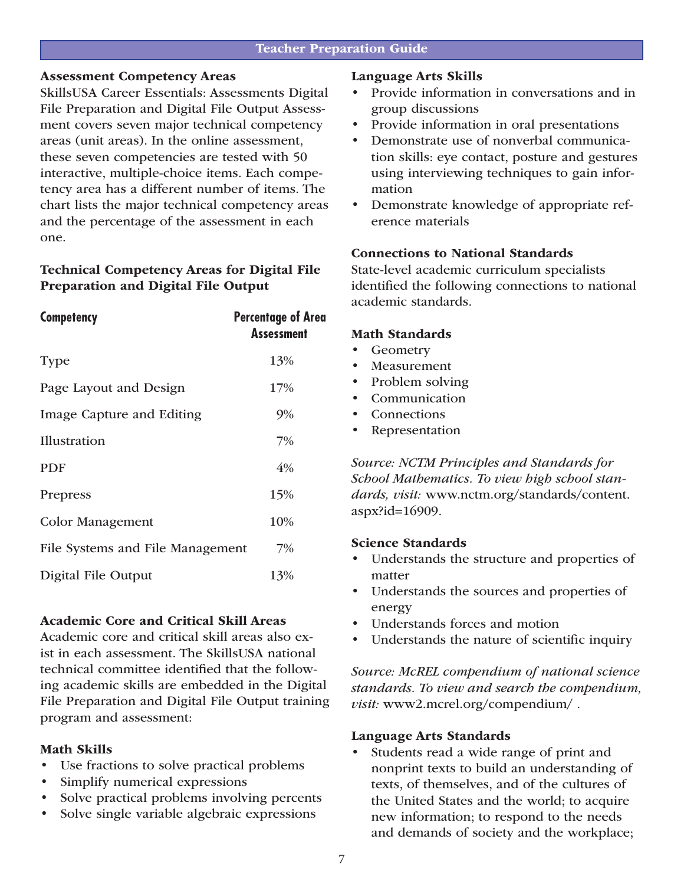## Assessment Competency Areas

SkillsUSA Career Essentials: Assessments Digital File Preparation and Digital File Output Assessment covers seven major technical competency areas (unit areas). In the online assessment, these seven competencies are tested with 50 interactive, multiple-choice items. Each competency area has a different number of items. The chart lists the major technical competency areas and the percentage of the assessment in each one.

### Technical Competency Areas for Digital File Preparation and Digital File Output

| Competency | Percentage of Area Assessment |
|---|---|
| Type | 13% |
| Page Layout and Design | 17% |
| Image Capture and Editing | 9% |
| Illustration | 7% |
| PDF | 4% |
| Prepress | 15% |
| Color Management | 10% |
| File Systems and File Management | 7% |
| Digital File Output | 13% |

## Academic Core and Critical Skill Areas

Academic core and critical skill areas also exist in each assessment. The SkillsUSA national technical committee identified that the following academic skills are embedded in the Digital File Preparation and Digital File Output training program and assessment:

### Math Skills

- Use fractions to solve practical problems
- Simplify numerical expressions
- Solve practical problems involving percents
- Solve single variable algebraic expressions

### Language Arts Skills

- Provide information in conversations and in group discussions
- Provide information in oral presentations
- Demonstrate use of nonverbal communication skills: eye contact, posture and gestures using interviewing techniques to gain information
- Demonstrate knowledge of appropriate reference materials

## Connections to National Standards

State-level academic curriculum specialists identified the following connections to national academic standards.

### Math Standards

- Geometry
- Measurement
- Problem solving
- Communication
- Connections
- Representation

*Source: NCTM Principles and Standards for School Mathematics. To view high school standards, visit:* www.nctm.org/standards/content.aspx?id=16909.

### Science Standards

- Understands the structure and properties of matter
- Understands the sources and properties of energy
- Understands forces and motion
- Understands the nature of scientific inquiry

*Source: McREL compendium of national science standards. To view and search the compendium, visit:* www2.mcrel.org/compendium/ .

### Language Arts Standards

- Students read a wide range of print and nonprint texts to build an understanding of texts, of themselves, and of the cultures of the United States and the world; to acquire new information; to respond to the needs and demands of society and the workplace;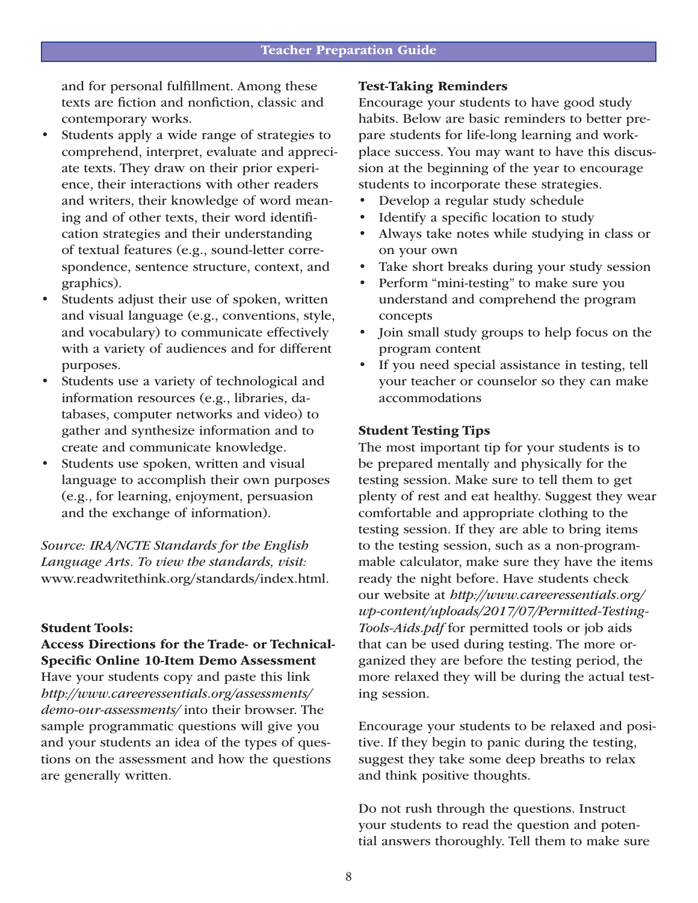and for personal fulfillment. Among these texts are fiction and nonfiction, classic and contemporary works.

- Students apply a wide range of strategies to comprehend, interpret, evaluate and appreciate texts. They draw on their prior experience, their interactions with other readers and writers, their knowledge of word meaning and of other texts, their word identification strategies and their understanding of textual features (e.g., sound-letter correspondence, sentence structure, context, and graphics).
- Students adjust their use of spoken, written and visual language (e.g., conventions, style, and vocabulary) to communicate effectively with a variety of audiences and for different purposes.
- Students use a variety of technological and information resources (e.g., libraries, databases, computer networks and video) to gather and synthesize information and to create and communicate knowledge.
- Students use spoken, written and visual language to accomplish their own purposes (e.g., for learning, enjoyment, persuasion and the exchange of information).

*Source: IRA/NCTE Standards for the English Language Arts. To view the standards, visit:* www.readwritethink.org/standards/index.html.

**Student Tools:**

**Access Directions for the Trade- or Technical-Specific Online 10-Item Demo Assessment**

Have your students copy and paste this link *http://www.careeressentials.org/assessments/demo-our-assessments/* into their browser. The sample programmatic questions will give you and your students an idea of the types of questions on the assessment and how the questions are generally written.

**Test-Taking Reminders**

Encourage your students to have good study habits. Below are basic reminders to better prepare students for life-long learning and workplace success. You may want to have this discussion at the beginning of the year to encourage students to incorporate these strategies.

- Develop a regular study schedule
- Identify a specific location to study
- Always take notes while studying in class or on your own
- Take short breaks during your study session
- Perform "mini-testing" to make sure you understand and comprehend the program concepts
- Join small study groups to help focus on the program content
- If you need special assistance in testing, tell your teacher or counselor so they can make accommodations

**Student Testing Tips**

The most important tip for your students is to be prepared mentally and physically for the testing session. Make sure to tell them to get plenty of rest and eat healthy. Suggest they wear comfortable and appropriate clothing to the testing session. If they are able to bring items to the testing session, such as a non-programmable calculator, make sure they have the items ready the night before. Have students check our website at *http://www.careeressentials.org/wp-content/uploads/2017/07/Permitted-Testing-Tools-Aids.pdf* for permitted tools or job aids that can be used during testing. The more organized they are before the testing period, the more relaxed they will be during the actual testing session.

Encourage your students to be relaxed and positive. If they begin to panic during the testing, suggest they take some deep breaths to relax and think positive thoughts.

Do not rush through the questions. Instruct your students to read the question and potential answers thoroughly. Tell them to make sure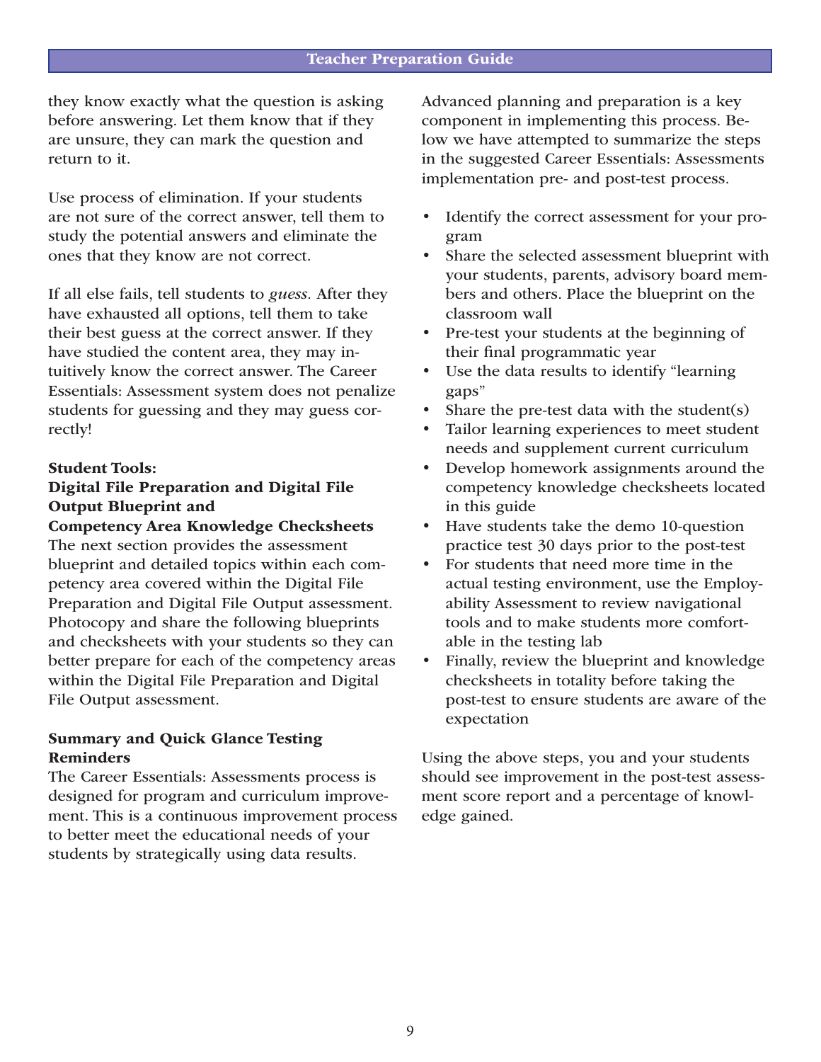they know exactly what the question is asking before answering. Let them know that if they are unsure, they can mark the question and return to it.

Use process of elimination. If your students are not sure of the correct answer, tell them to study the potential answers and eliminate the ones that they know are not correct.

If all else fails, tell students to *guess*. After they have exhausted all options, tell them to take their best guess at the correct answer. If they have studied the content area, they may intuitively know the correct answer. The Career Essentials: Assessment system does not penalize students for guessing and they may guess correctly!

**Student Tools:**
**Digital File Preparation and Digital File Output Blueprint and**
**Competency Area Knowledge Checksheets**

The next section provides the assessment blueprint and detailed topics within each competency area covered within the Digital File Preparation and Digital File Output assessment. Photocopy and share the following blueprints and checksheets with your students so they can better prepare for each of the competency areas within the Digital File Preparation and Digital File Output assessment.

**Summary and Quick Glance Testing Reminders**

The Career Essentials: Assessments process is designed for program and curriculum improvement. This is a continuous improvement process to better meet the educational needs of your students by strategically using data results.

Advanced planning and preparation is a key component in implementing this process. Below we have attempted to summarize the steps in the suggested Career Essentials: Assessments implementation pre- and post-test process.

- Identify the correct assessment for your program
- Share the selected assessment blueprint with your students, parents, advisory board members and others. Place the blueprint on the classroom wall
- Pre-test your students at the beginning of their final programmatic year
- Use the data results to identify "learning gaps"
- Share the pre-test data with the student(s)
- Tailor learning experiences to meet student needs and supplement current curriculum
- Develop homework assignments around the competency knowledge checksheets located in this guide
- Have students take the demo 10-question practice test 30 days prior to the post-test
- For students that need more time in the actual testing environment, use the Employability Assessment to review navigational tools and to make students more comfortable in the testing lab
- Finally, review the blueprint and knowledge checksheets in totality before taking the post-test to ensure students are aware of the expectation

Using the above steps, you and your students should see improvement in the post-test assessment score report and a percentage of knowledge gained.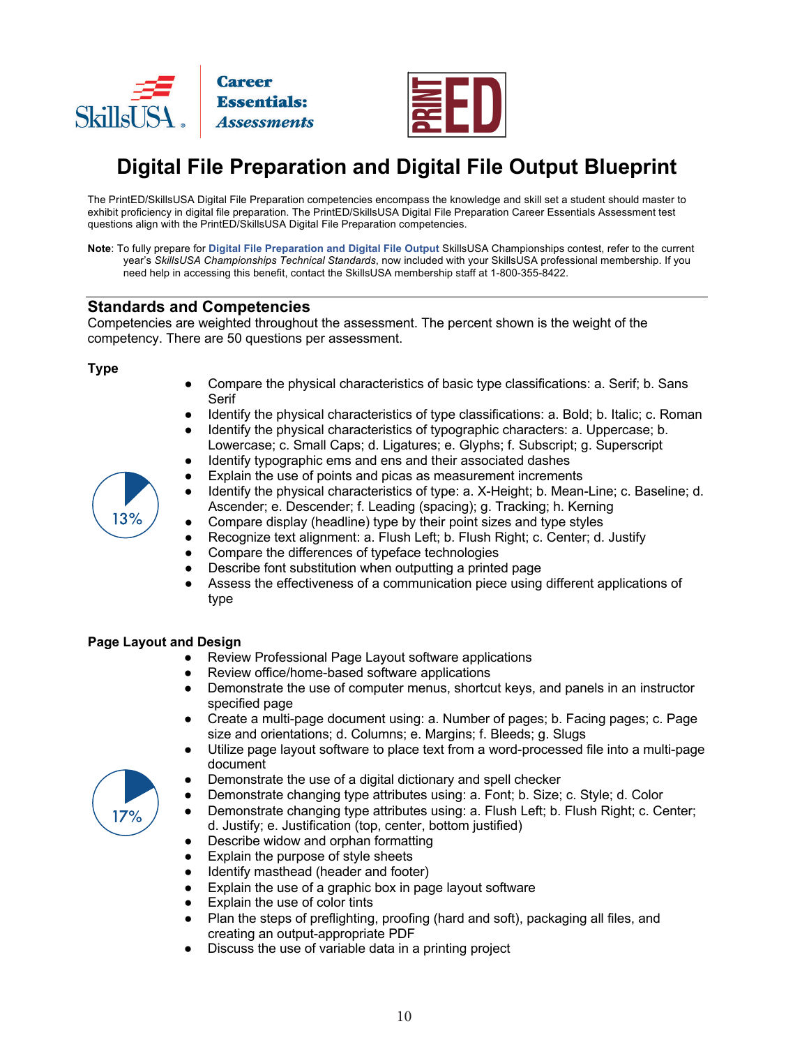# Digital File Preparation and Digital File Output Blueprint

The PrintED/SkillsUSA Digital File Preparation competencies encompass the knowledge and skill set a student should master to exhibit proficiency in digital file preparation. The PrintED/SkillsUSA Digital File Preparation Career Essentials Assessment test questions align with the PrintED/SkillsUSA Digital File Preparation competencies.

**Note**: To fully prepare for **Digital File Preparation and Digital File Output** SkillsUSA Championships contest, refer to the current year's *SkillsUSA Championships Technical Standards*, now included with your SkillsUSA professional membership. If you need help in accessing this benefit, contact the SkillsUSA membership staff at 1-800-355-8422.

## Standards and Competencies

Competencies are weighted throughout the assessment. The percent shown is the weight of the competency. There are 50 questions per assessment.

### Type

13%

- Compare the physical characteristics of basic type classifications: a. Serif; b. Sans Serif
- Identify the physical characteristics of type classifications: a. Bold; b. Italic; c. Roman
- Identify the physical characteristics of typographic characters: a. Uppercase; b. Lowercase; c. Small Caps; d. Ligatures; e. Glyphs; f. Subscript; g. Superscript
- Identify typographic ems and ens and their associated dashes
- Explain the use of points and picas as measurement increments
- Identify the physical characteristics of type: a. X-Height; b. Mean-Line; c. Baseline; d. Ascender; e. Descender; f. Leading (spacing); g. Tracking; h. Kerning
- Compare display (headline) type by their point sizes and type styles
- Recognize text alignment: a. Flush Left; b. Flush Right; c. Center; d. Justify
- Compare the differences of typeface technologies
- Describe font substitution when outputting a printed page
- Assess the effectiveness of a communication piece using different applications of type

### Page Layout and Design

17%

- Review Professional Page Layout software applications
- Review office/home-based software applications
- Demonstrate the use of computer menus, shortcut keys, and panels in an instructor specified page
- Create a multi-page document using: a. Number of pages; b. Facing pages; c. Page size and orientations; d. Columns; e. Margins; f. Bleeds; g. Slugs
- Utilize page layout software to place text from a word-processed file into a multi-page document
- Demonstrate the use of a digital dictionary and spell checker
- Demonstrate changing type attributes using: a. Font; b. Size; c. Style; d. Color
- Demonstrate changing type attributes using: a. Flush Left; b. Flush Right; c. Center; d. Justify; e. Justification (top, center, bottom justified)
- Describe widow and orphan formatting
- Explain the purpose of style sheets
- Identify masthead (header and footer)
- Explain the use of a graphic box in page layout software
- Explain the use of color tints
- Plan the steps of preflighting, proofing (hard and soft), packaging all files, and creating an output-appropriate PDF
- Discuss the use of variable data in a printing project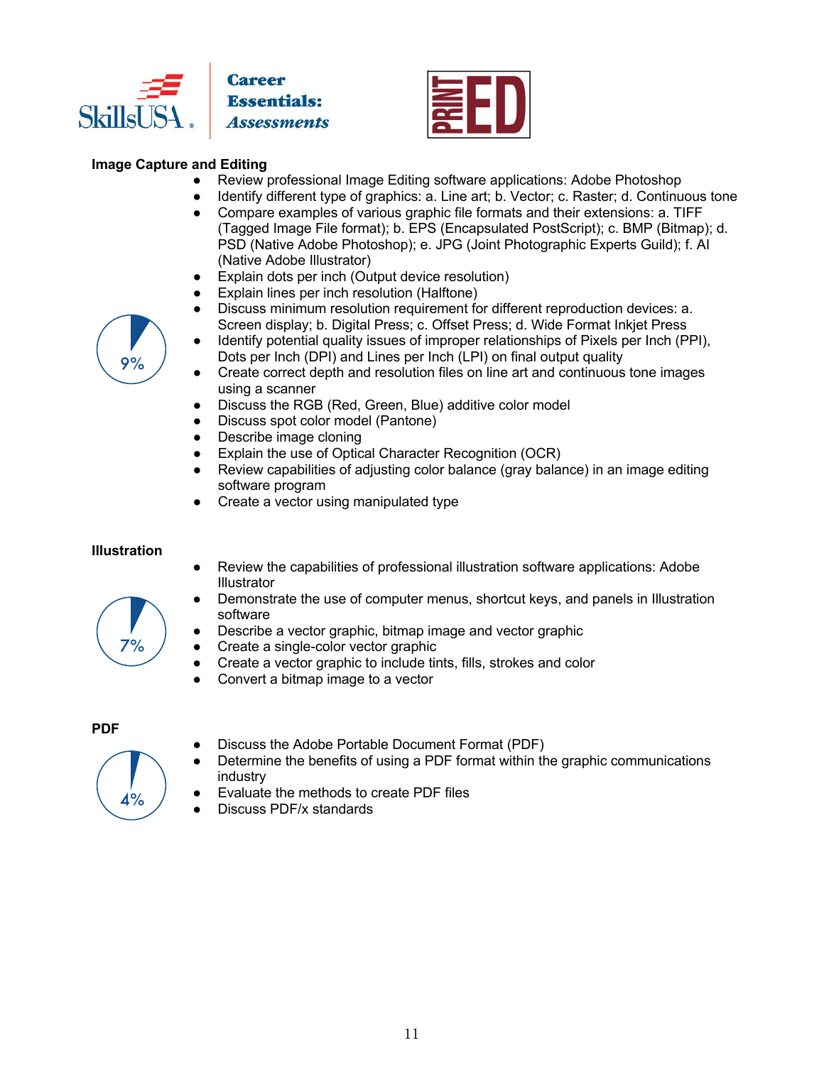## Image Capture and Editing

9%

- Review professional Image Editing software applications: Adobe Photoshop
- Identify different type of graphics: a. Line art; b. Vector; c. Raster; d. Continuous tone
- Compare examples of various graphic file formats and their extensions: a. TIFF (Tagged Image File format); b. EPS (Encapsulated PostScript); c. BMP (Bitmap); d. PSD (Native Adobe Photoshop); e. JPG (Joint Photographic Experts Guild); f. AI (Native Adobe Illustrator)
- Explain dots per inch (Output device resolution)
- Explain lines per inch resolution (Halftone)
- Discuss minimum resolution requirement for different reproduction devices: a. Screen display; b. Digital Press; c. Offset Press; d. Wide Format Inkjet Press
- Identify potential quality issues of improper relationships of Pixels per Inch (PPI), Dots per Inch (DPI) and Lines per Inch (LPI) on final output quality
- Create correct depth and resolution files on line art and continuous tone images using a scanner
- Discuss the RGB (Red, Green, Blue) additive color model
- Discuss spot color model (Pantone)
- Describe image cloning
- Explain the use of Optical Character Recognition (OCR)
- Review capabilities of adjusting color balance (gray balance) in an image editing software program
- Create a vector using manipulated type

## Illustration

7%

- Review the capabilities of professional illustration software applications: Adobe Illustrator
- Demonstrate the use of computer menus, shortcut keys, and panels in Illustration software
- Describe a vector graphic, bitmap image and vector graphic
- Create a single-color vector graphic
- Create a vector graphic to include tints, fills, strokes and color
- Convert a bitmap image to a vector

## PDF

4%

- Discuss the Adobe Portable Document Format (PDF)
- Determine the benefits of using a PDF format within the graphic communications industry
- Evaluate the methods to create PDF files
- Discuss PDF/x standards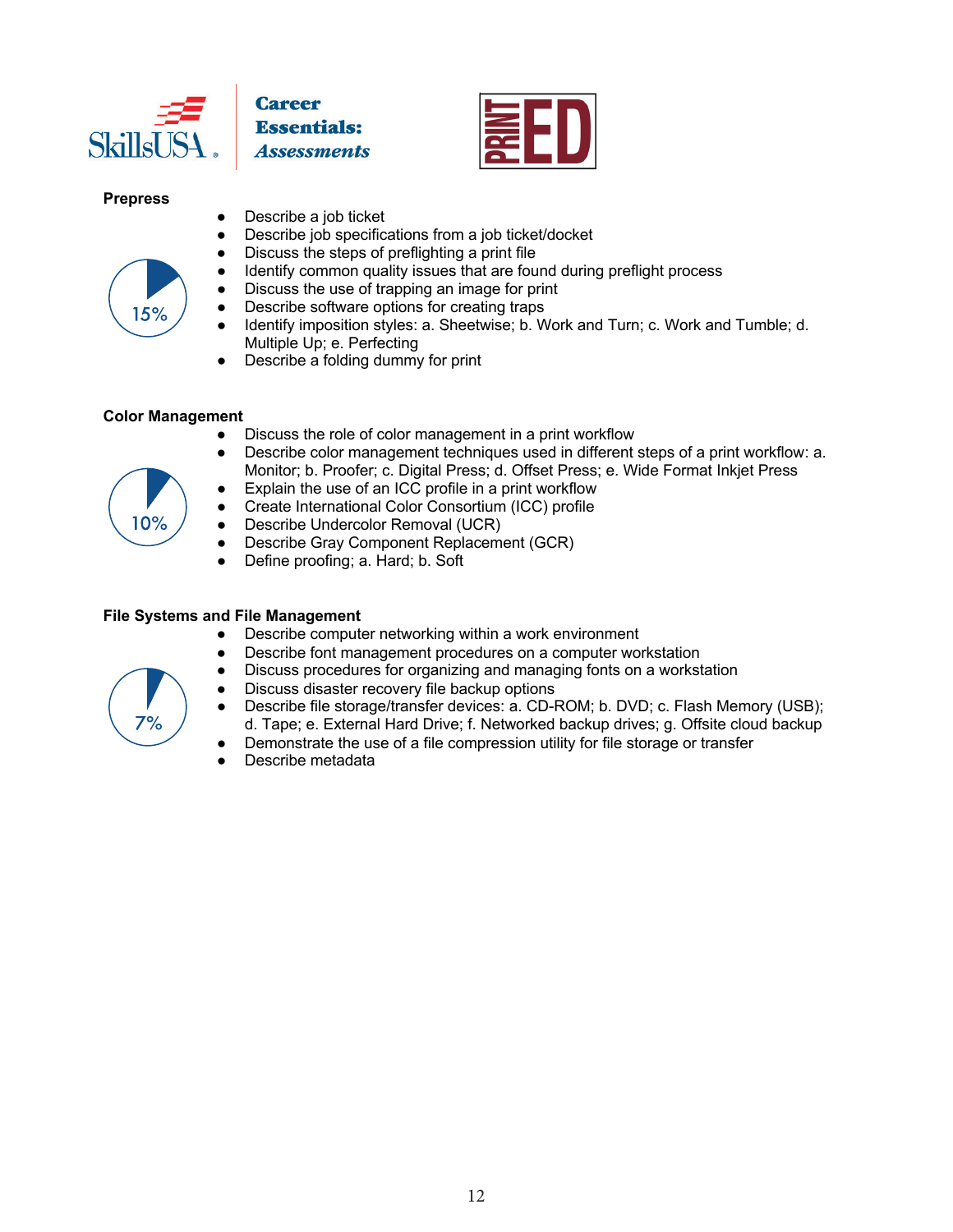### Prepress

15%

- Describe a job ticket
- Describe job specifications from a job ticket/docket
- Discuss the steps of preflighting a print file
- Identify common quality issues that are found during preflight process
- Discuss the use of trapping an image for print
- Describe software options for creating traps
- Identify imposition styles: a. Sheetwise; b. Work and Turn; c. Work and Tumble; d. Multiple Up; e. Perfecting
- Describe a folding dummy for print

### Color Management

10%

- Discuss the role of color management in a print workflow
- Describe color management techniques used in different steps of a print workflow: a. Monitor; b. Proofer; c. Digital Press; d. Offset Press; e. Wide Format Inkjet Press
- Explain the use of an ICC profile in a print workflow
- Create International Color Consortium (ICC) profile
- Describe Undercolor Removal (UCR)
- Describe Gray Component Replacement (GCR)
- Define proofing; a. Hard; b. Soft

### File Systems and File Management

7%

- Describe computer networking within a work environment
- Describe font management procedures on a computer workstation
- Discuss procedures for organizing and managing fonts on a workstation
- Discuss disaster recovery file backup options
- Describe file storage/transfer devices: a. CD-ROM; b. DVD; c. Flash Memory (USB); d. Tape; e. External Hard Drive; f. Networked backup drives; g. Offsite cloud backup
- Demonstrate the use of a file compression utility for file storage or transfer
- Describe metadata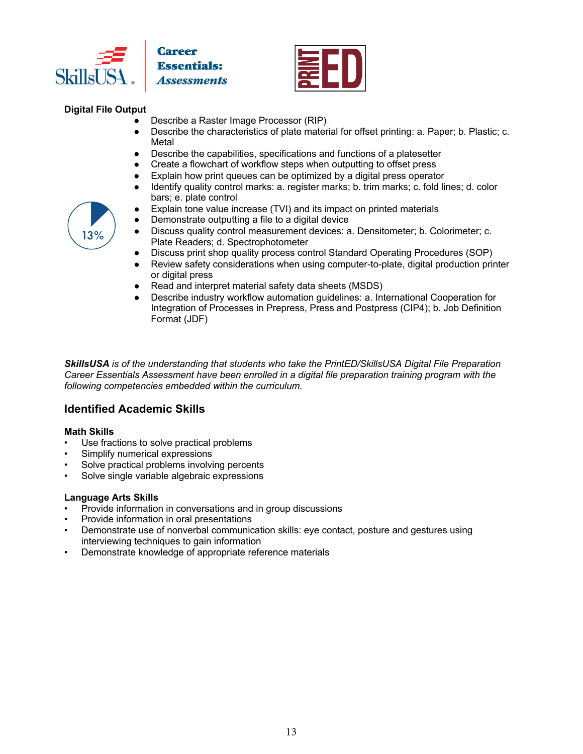### Digital File Output

13%

- Describe a Raster Image Processor (RIP)
- Describe the characteristics of plate material for offset printing: a. Paper; b. Plastic; c. Metal
- Describe the capabilities, specifications and functions of a platesetter
- Create a flowchart of workflow steps when outputting to offset press
- Explain how print queues can be optimized by a digital press operator
- Identify quality control marks: a. register marks; b. trim marks; c. fold lines; d. color bars; e. plate control
- Explain tone value increase (TVI) and its impact on printed materials
- Demonstrate outputting a file to a digital device
- Discuss quality control measurement devices: a. Densitometer; b. Colorimeter; c. Plate Readers; d. Spectrophotometer
- Discuss print shop quality process control Standard Operating Procedures (SOP)
- Review safety considerations when using computer-to-plate, digital production printer or digital press
- Read and interpret material safety data sheets (MSDS)
- Describe industry workflow automation guidelines: a. International Cooperation for Integration of Processes in Prepress, Press and Postpress (CIP4); b. Job Definition Format (JDF)

***SkillsUSA** is of the understanding that students who take the PrintED/SkillsUSA Digital File Preparation Career Essentials Assessment have been enrolled in a digital file preparation training program with the following competencies embedded within the curriculum.*

## Identified Academic Skills

### Math Skills

- Use fractions to solve practical problems
- Simplify numerical expressions
- Solve practical problems involving percents
- Solve single variable algebraic expressions

### Language Arts Skills

- Provide information in conversations and in group discussions
- Provide information in oral presentations
- Demonstrate use of nonverbal communication skills: eye contact, posture and gestures using interviewing techniques to gain information
- Demonstrate knowledge of appropriate reference materials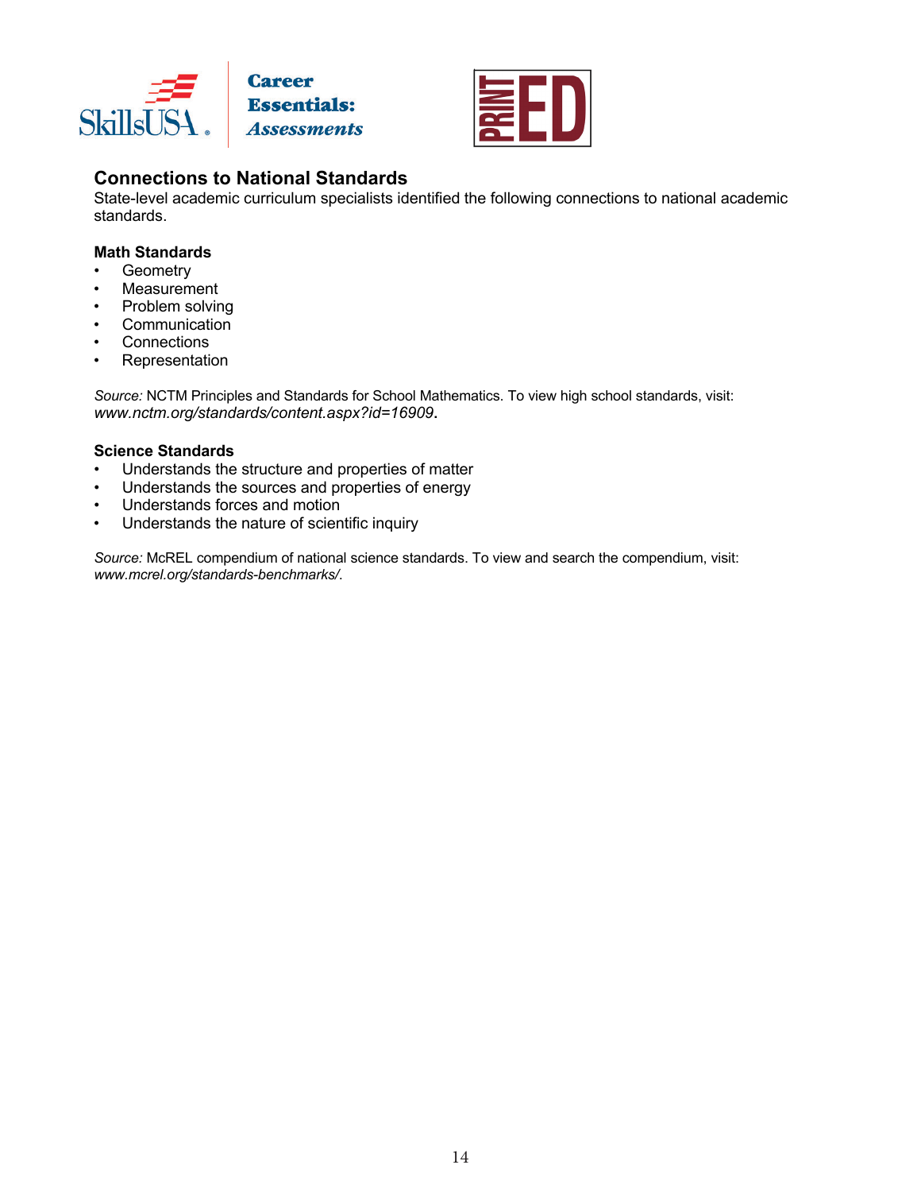## Connections to National Standards

State-level academic curriculum specialists identified the following connections to national academic standards.

### Math Standards

- Geometry
- Measurement
- Problem solving
- Communication
- Connections
- Representation

*Source:* NCTM Principles and Standards for School Mathematics. To view high school standards, visit: *www.nctm.org/standards/content.aspx?id=16909*.

### Science Standards

- Understands the structure and properties of matter
- Understands the sources and properties of energy
- Understands forces and motion
- Understands the nature of scientific inquiry

*Source:* McREL compendium of national science standards. To view and search the compendium, visit: *www.mcrel.org/standards-benchmarks/*.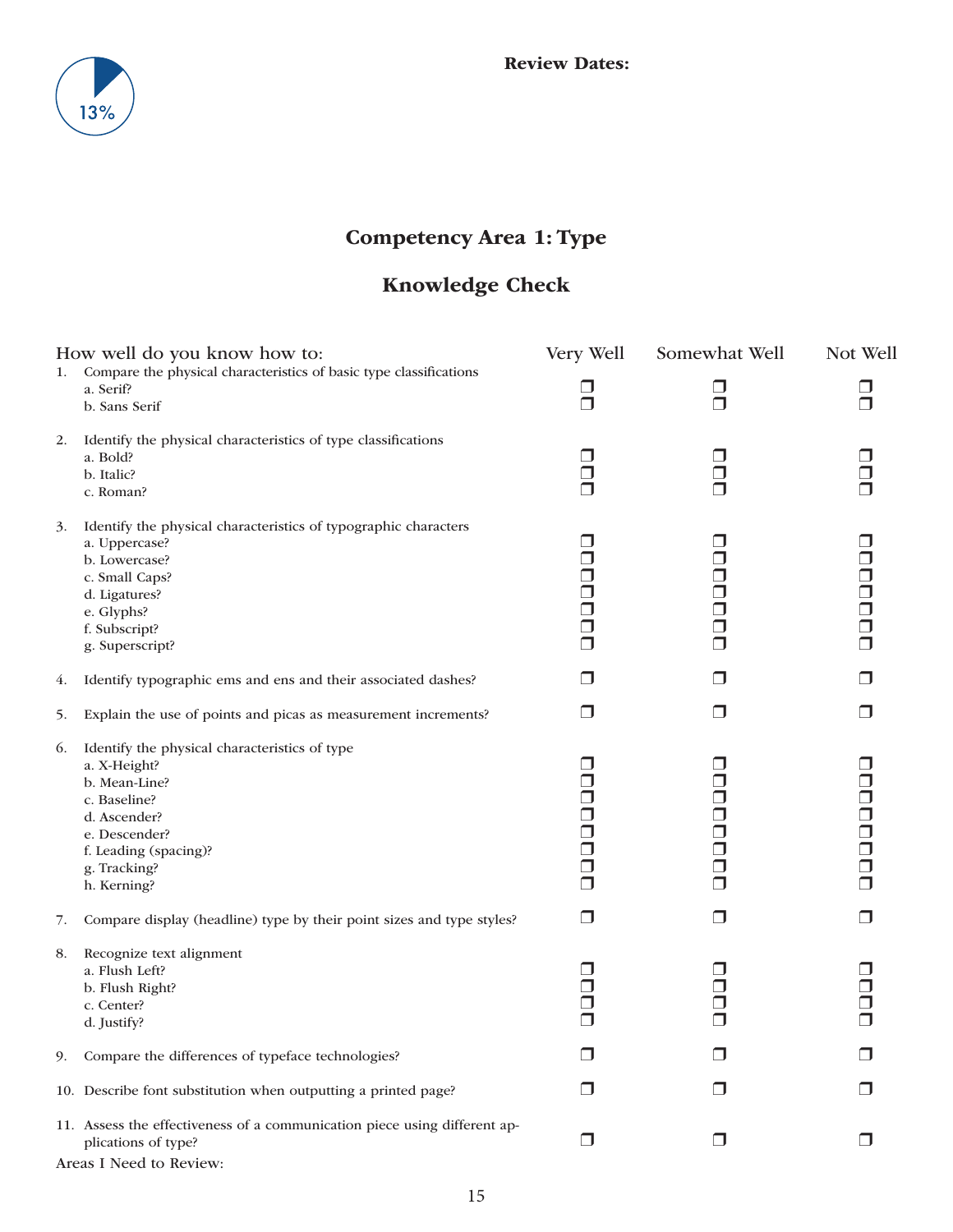13%

**Review Dates:**

## Competency Area 1: Type

## Knowledge Check

| How well do you know how to: | Very Well | Somewhat Well | Not Well |
|---|---|---|---|
| 1. Compare the physical characteristics of basic type classifications | | | |
| a. Serif? | ❒ | ❒ | ❒ |
| b. Sans Serif | ❒ | ❒ | ❒ |
| 2. Identify the physical characteristics of type classifications | | | |
| a. Bold? | ❒ | ❒ | ❒ |
| b. Italic? | ❒ | ❒ | ❒ |
| c. Roman? | ❒ | ❒ | ❒ |
| 3. Identify the physical characteristics of typographic characters | | | |
| a. Uppercase? | ❒ | ❒ | ❒ |
| b. Lowercase? | ❒ | ❒ | ❒ |
| c. Small Caps? | ❒ | ❒ | ❒ |
| d. Ligatures? | ❒ | ❒ | ❒ |
| e. Glyphs? | ❒ | ❒ | ❒ |
| f. Subscript? | ❒ | ❒ | ❒ |
| g. Superscript? | ❒ | ❒ | ❒ |
| 4. Identify typographic ems and ens and their associated dashes? | ❒ | ❒ | ❒ |
| 5. Explain the use of points and picas as measurement increments? | ❒ | ❒ | ❒ |
| 6. Identify the physical characteristics of type | | | |
| a. X-Height? | ❒ | ❒ | ❒ |
| b. Mean-Line? | ❒ | ❒ | ❒ |
| c. Baseline? | ❒ | ❒ | ❒ |
| d. Ascender? | ❒ | ❒ | ❒ |
| e. Descender? | ❒ | ❒ | ❒ |
| f. Leading (spacing)? | ❒ | ❒ | ❒ |
| g. Tracking? | ❒ | ❒ | ❒ |
| h. Kerning? | ❒ | ❒ | ❒ |
| 7. Compare display (headline) type by their point sizes and type styles? | ❒ | ❒ | ❒ |
| 8. Recognize text alignment | | | |
| a. Flush Left? | ❒ | ❒ | ❒ |
| b. Flush Right? | ❒ | ❒ | ❒ |
| c. Center? | ❒ | ❒ | ❒ |
| d. Justify? | ❒ | ❒ | ❒ |
| 9. Compare the differences of typeface technologies? | ❒ | ❒ | ❒ |
| 10. Describe font substitution when outputting a printed page? | ❒ | ❒ | ❒ |
| 11. Assess the effectiveness of a communication piece using different applications of type? | ❒ | ❒ | ❒ |

Areas I Need to Review: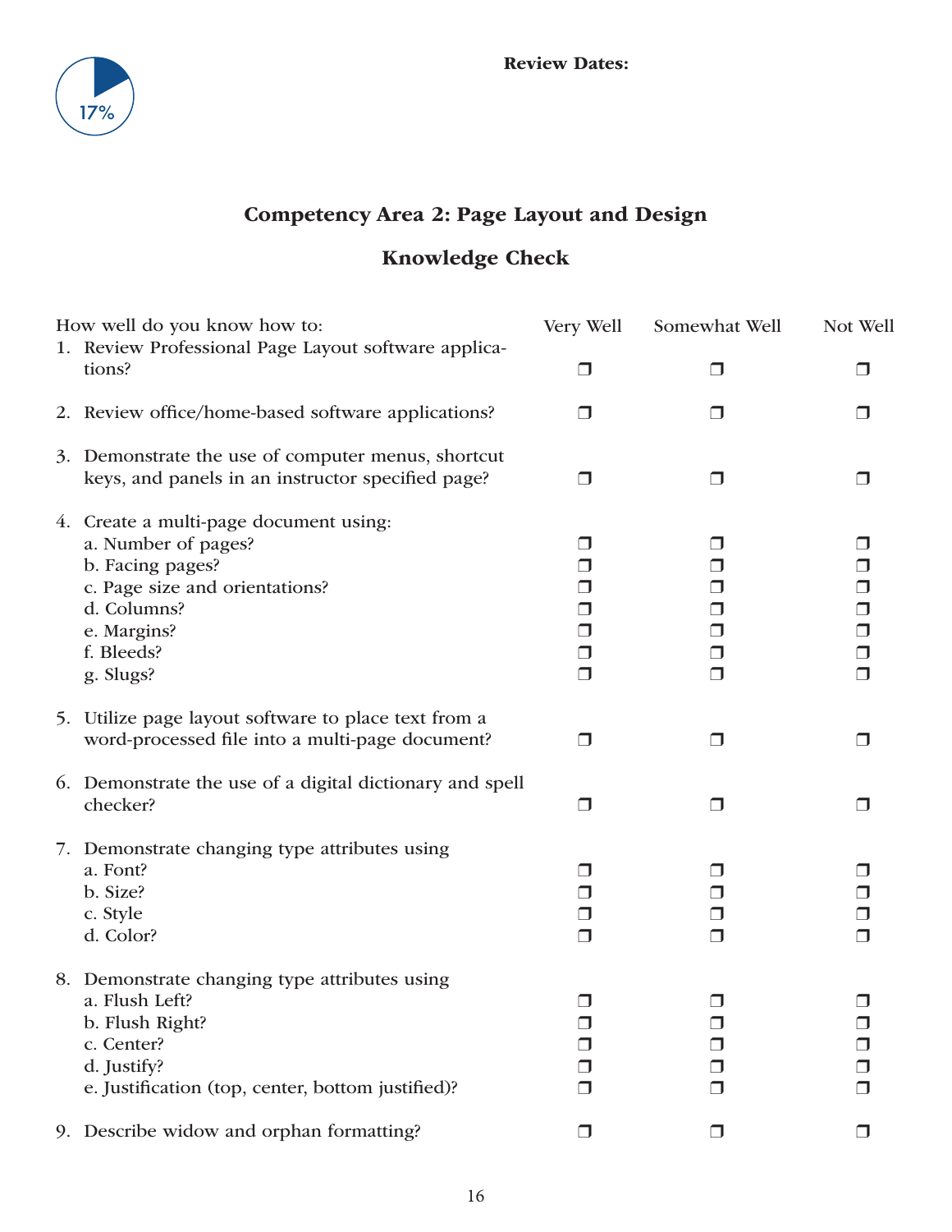**Review Dates:**

## Competency Area 2: Page Layout and Design

## Knowledge Check

| How well do you know how to: | Very Well | Somewhat Well | Not Well |
|---|---|---|---|
| 1. Review Professional Page Layout software applications? | ❒ | ❒ | ❒ |
| 2. Review office/home-based software applications? | ❒ | ❒ | ❒ |
| 3. Demonstrate the use of computer menus, shortcut keys, and panels in an instructor specified page? | ❒ | ❒ | ❒ |
| 4. Create a multi-page document using: | | | |
| a. Number of pages? | ❒ | ❒ | ❒ |
| b. Facing pages? | ❒ | ❒ | ❒ |
| c. Page size and orientations? | ❒ | ❒ | ❒ |
| d. Columns? | ❒ | ❒ | ❒ |
| e. Margins? | ❒ | ❒ | ❒ |
| f. Bleeds? | ❒ | ❒ | ❒ |
| g. Slugs? | ❒ | ❒ | ❒ |
| 5. Utilize page layout software to place text from a word-processed file into a multi-page document? | ❒ | ❒ | ❒ |
| 6. Demonstrate the use of a digital dictionary and spell checker? | ❒ | ❒ | ❒ |
| 7. Demonstrate changing type attributes using | | | |
| a. Font? | ❒ | ❒ | ❒ |
| b. Size? | ❒ | ❒ | ❒ |
| c. Style | ❒ | ❒ | ❒ |
| d. Color? | ❒ | ❒ | ❒ |
| 8. Demonstrate changing type attributes using | | | |
| a. Flush Left? | ❒ | ❒ | ❒ |
| b. Flush Right? | ❒ | ❒ | ❒ |
| c. Center? | ❒ | ❒ | ❒ |
| d. Justify? | ❒ | ❒ | ❒ |
| e. Justification (top, center, bottom justified)? | ❒ | ❒ | ❒ |
| 9. Describe widow and orphan formatting? | ❒ | ❒ | ❒ |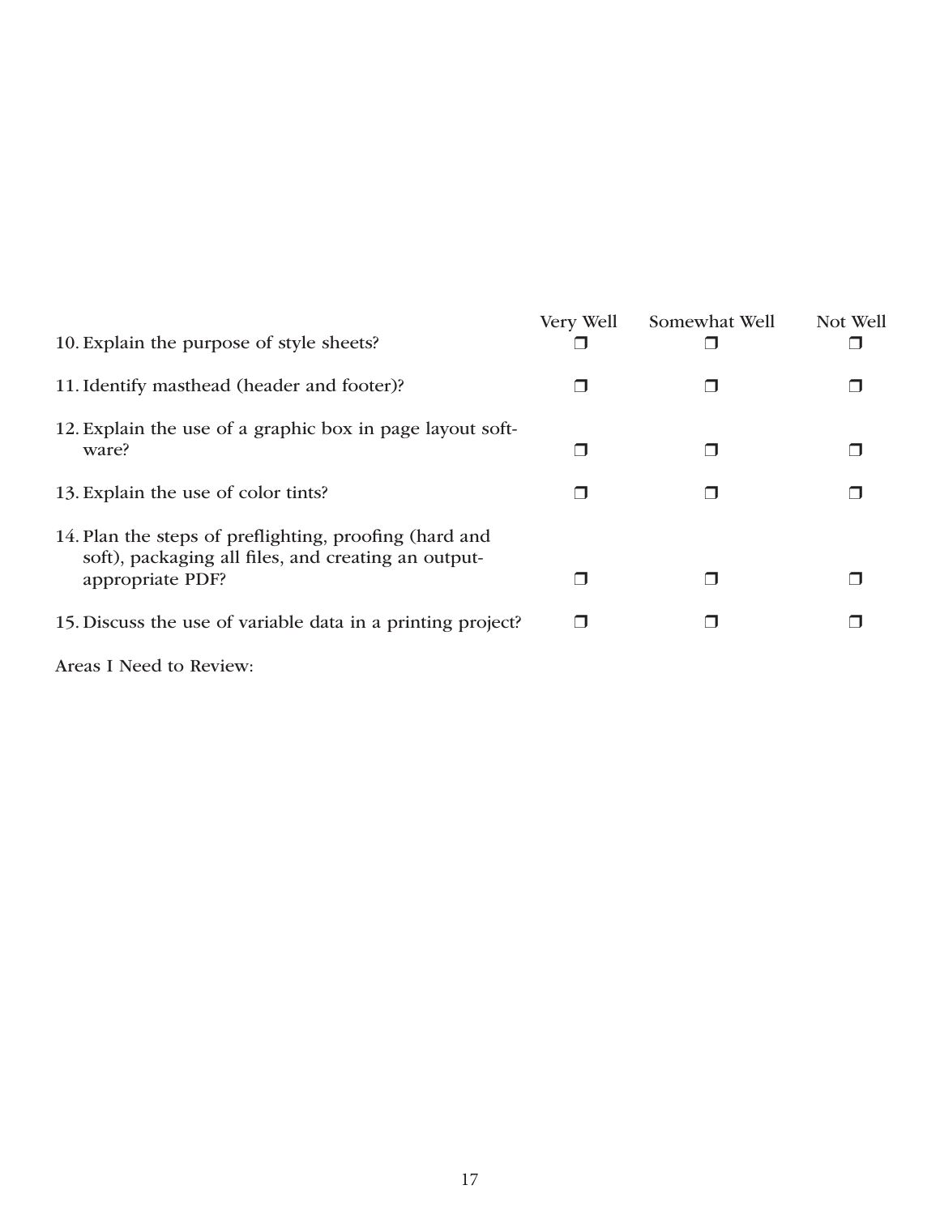| | Very Well | Somewhat Well | Not Well |
|---|---|---|---|
| 10. Explain the purpose of style sheets? | ❒ | ❒ | ❒ |
| 11. Identify masthead (header and footer)? | ❒ | ❒ | ❒ |
| 12. Explain the use of a graphic box in page layout software? | ❒ | ❒ | ❒ |
| 13. Explain the use of color tints? | ❒ | ❒ | ❒ |
| 14. Plan the steps of preflighting, proofing (hard and soft), packaging all files, and creating an output-appropriate PDF? | ❒ | ❒ | ❒ |
| 15. Discuss the use of variable data in a printing project? | ❒ | ❒ | ❒ |

Areas I Need to Review: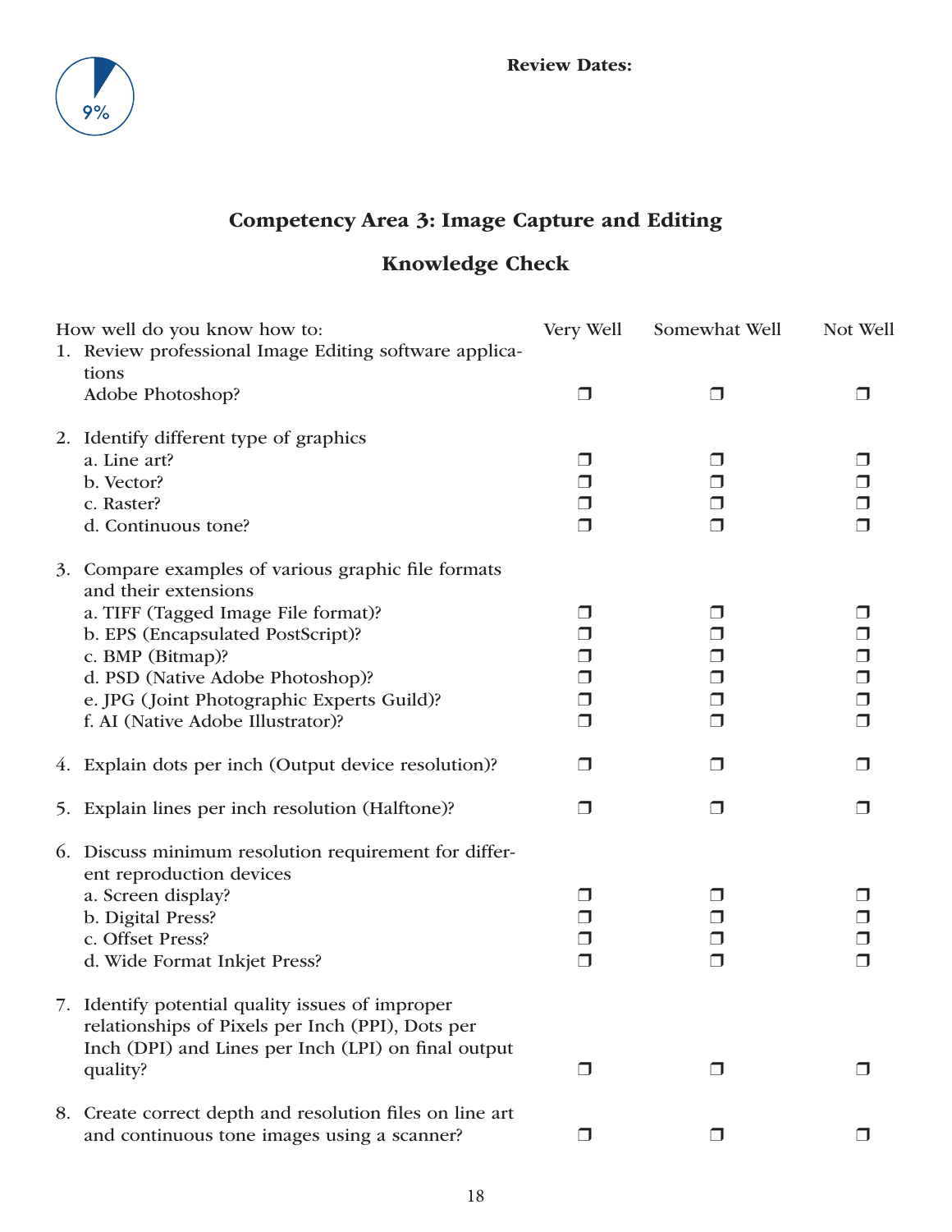9%

**Review Dates:**

## Competency Area 3: Image Capture and Editing

### Knowledge Check

| How well do you know how to: | Very Well | Somewhat Well | Not Well |
|---|---|---|---|
| 1. Review professional Image Editing software applications | | | |
| Adobe Photoshop? | ❒ | ❒ | ❒ |
| 2. Identify different type of graphics | | | |
| a. Line art? | ❒ | ❒ | ❒ |
| b. Vector? | ❒ | ❒ | ❒ |
| c. Raster? | ❒ | ❒ | ❒ |
| d. Continuous tone? | ❒ | ❒ | ❒ |
| 3. Compare examples of various graphic file formats and their extensions | | | |
| a. TIFF (Tagged Image File format)? | ❒ | ❒ | ❒ |
| b. EPS (Encapsulated PostScript)? | ❒ | ❒ | ❒ |
| c. BMP (Bitmap)? | ❒ | ❒ | ❒ |
| d. PSD (Native Adobe Photoshop)? | ❒ | ❒ | ❒ |
| e. JPG (Joint Photographic Experts Guild)? | ❒ | ❒ | ❒ |
| f. AI (Native Adobe Illustrator)? | ❒ | ❒ | ❒ |
| 4. Explain dots per inch (Output device resolution)? | ❒ | ❒ | ❒ |
| 5. Explain lines per inch resolution (Halftone)? | ❒ | ❒ | ❒ |
| 6. Discuss minimum resolution requirement for different reproduction devices | | | |
| a. Screen display? | ❒ | ❒ | ❒ |
| b. Digital Press? | ❒ | ❒ | ❒ |
| c. Offset Press? | ❒ | ❒ | ❒ |
| d. Wide Format Inkjet Press? | ❒ | ❒ | ❒ |
| 7. Identify potential quality issues of improper relationships of Pixels per Inch (PPI), Dots per Inch (DPI) and Lines per Inch (LPI) on final output quality? | ❒ | ❒ | ❒ |
| 8. Create correct depth and resolution files on line art and continuous tone images using a scanner? | ❒ | ❒ | ❒ |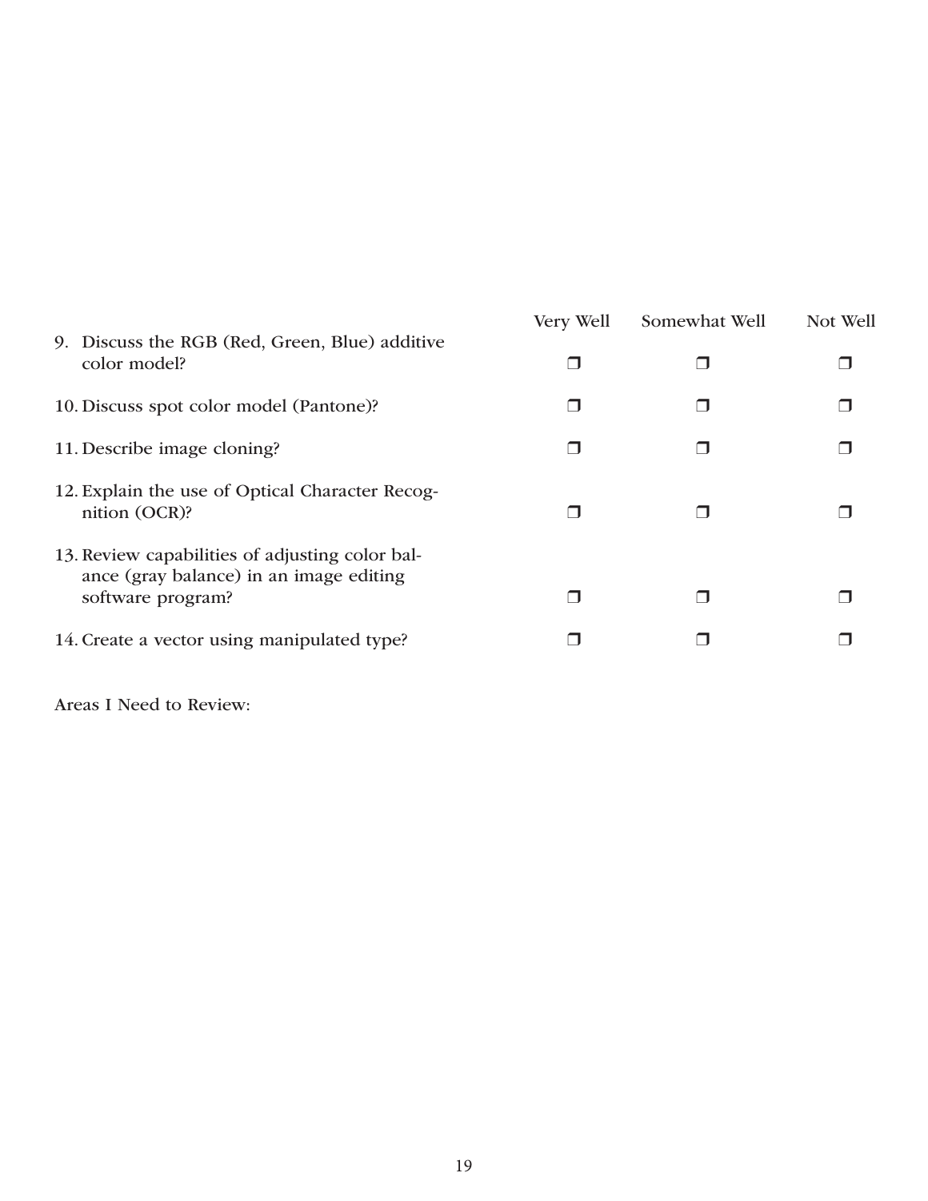| | Very Well | Somewhat Well | Not Well |
|---|---|---|---|
| 9. Discuss the RGB (Red, Green, Blue) additive color model? | ❒ | ❒ | ❒ |
| 10. Discuss spot color model (Pantone)? | ❒ | ❒ | ❒ |
| 11. Describe image cloning? | ❒ | ❒ | ❒ |
| 12. Explain the use of Optical Character Recognition (OCR)? | ❒ | ❒ | ❒ |
| 13. Review capabilities of adjusting color balance (gray balance) in an image editing software program? | ❒ | ❒ | ❒ |
| 14. Create a vector using manipulated type? | ❒ | ❒ | ❒ |

Areas I Need to Review: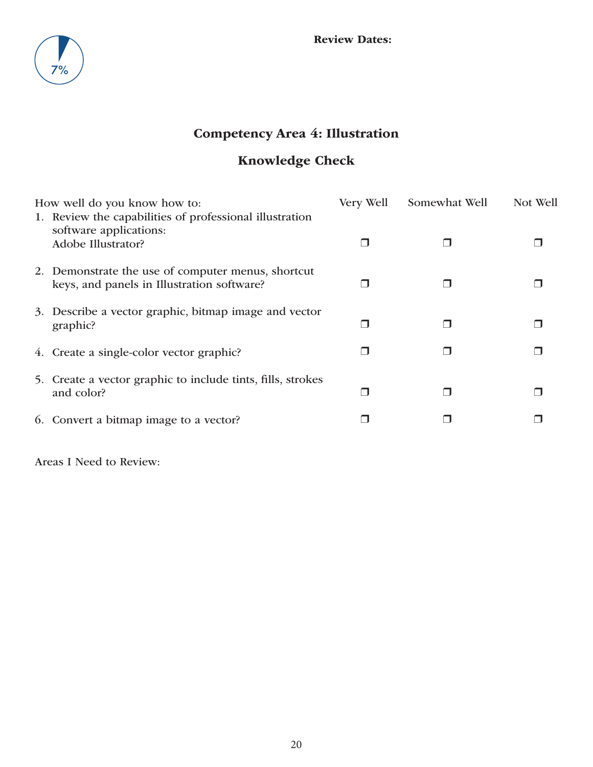7%

**Review Dates:**

## Competency Area 4: Illustration

## Knowledge Check

| How well do you know how to: | Very Well | Somewhat Well | Not Well |
| --- | --- | --- | --- |
| 1. Review the capabilities of professional illustration software applications: Adobe Illustrator? | ❐ | ❐ | ❐ |
| 2. Demonstrate the use of computer menus, shortcut keys, and panels in Illustration software? | ❐ | ❐ | ❐ |
| 3. Describe a vector graphic, bitmap image and vector graphic? | ❐ | ❐ | ❐ |
| 4. Create a single-color vector graphic? | ❐ | ❐ | ❐ |
| 5. Create a vector graphic to include tints, fills, strokes and color? | ❐ | ❐ | ❐ |
| 6. Convert a bitmap image to a vector? | ❐ | ❐ | ❐ |

Areas I Need to Review: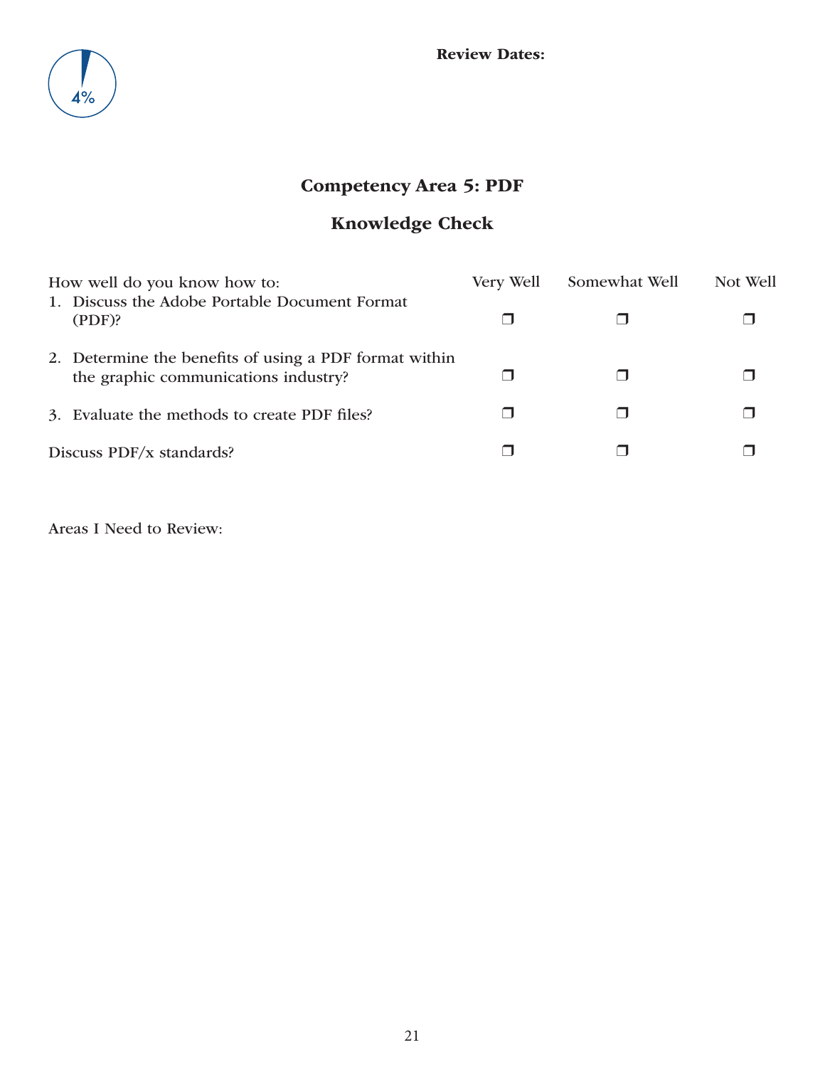4%

**Review Dates:**

## Competency Area 5: PDF

## Knowledge Check

| How well do you know how to: | Very Well | Somewhat Well | Not Well |
|---|---|---|---|
| 1. Discuss the Adobe Portable Document Format (PDF)? | ❒ | ❒ | ❒ |
| 2. Determine the benefits of using a PDF format within the graphic communications industry? | ❒ | ❒ | ❒ |
| 3. Evaluate the methods to create PDF files? | ❒ | ❒ | ❒ |
| Discuss PDF/x standards? | ❒ | ❒ | ❒ |

Areas I Need to Review: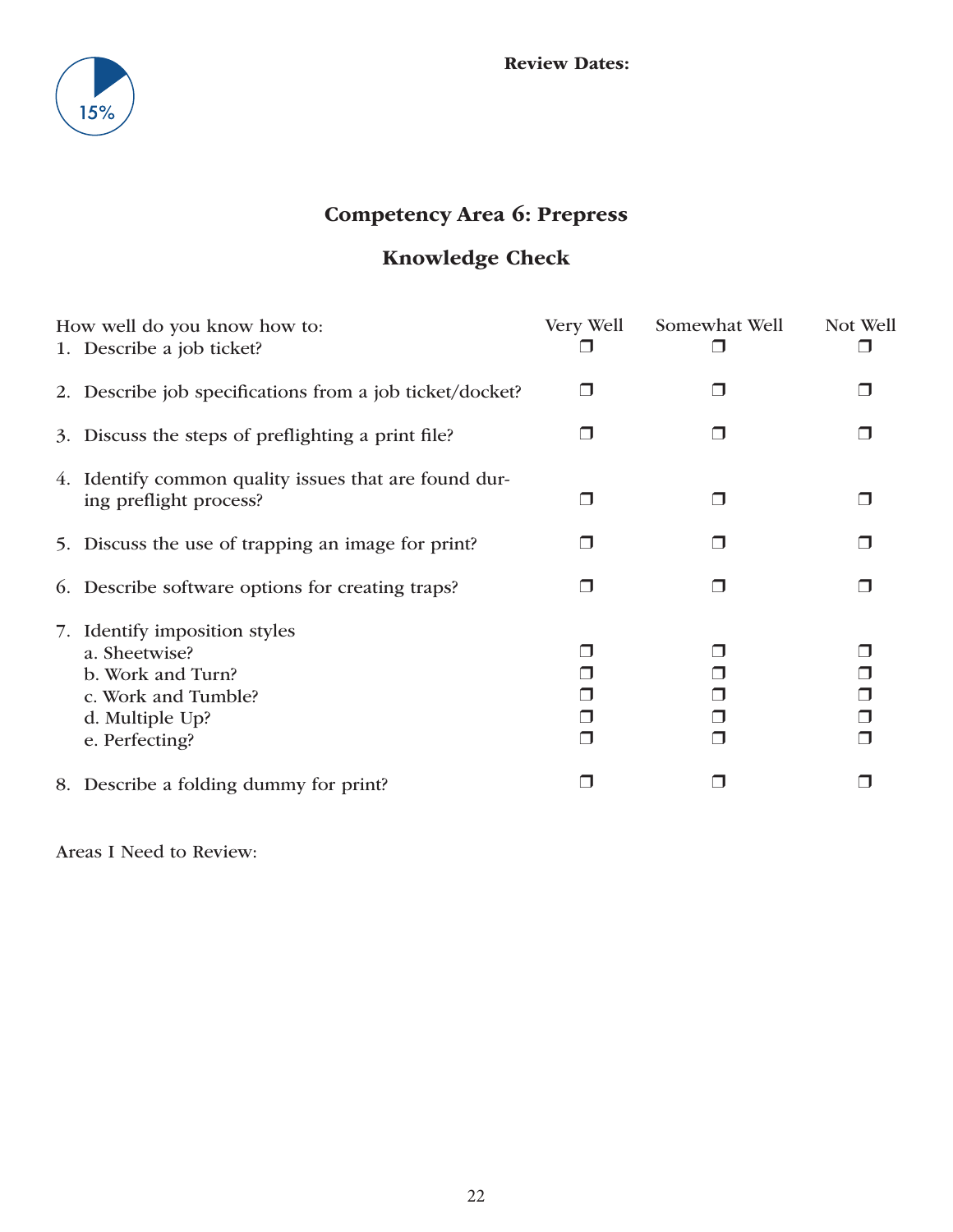15%

**Review Dates:**

## Competency Area 6: Prepress

## Knowledge Check

| How well do you know how to: | Very Well | Somewhat Well | Not Well |
|---|---|---|---|
| 1. Describe a job ticket? | ❐ | ❐ | ❐ |
| 2. Describe job specifications from a job ticket/docket? | ❐ | ❐ | ❐ |
| 3. Discuss the steps of preflighting a print file? | ❐ | ❐ | ❐ |
| 4. Identify common quality issues that are found during preflight process? | ❐ | ❐ | ❐ |
| 5. Discuss the use of trapping an image for print? | ❐ | ❐ | ❐ |
| 6. Describe software options for creating traps? | ❐ | ❐ | ❐ |
| 7. Identify imposition styles | | | |
| a. Sheetwise? | ❐ | ❐ | ❐ |
| b. Work and Turn? | ❐ | ❐ | ❐ |
| c. Work and Tumble? | ❐ | ❐ | ❐ |
| d. Multiple Up? | ❐ | ❐ | ❐ |
| e. Perfecting? | ❐ | ❐ | ❐ |
| 8. Describe a folding dummy for print? | ❐ | ❐ | ❐ |

Areas I Need to Review: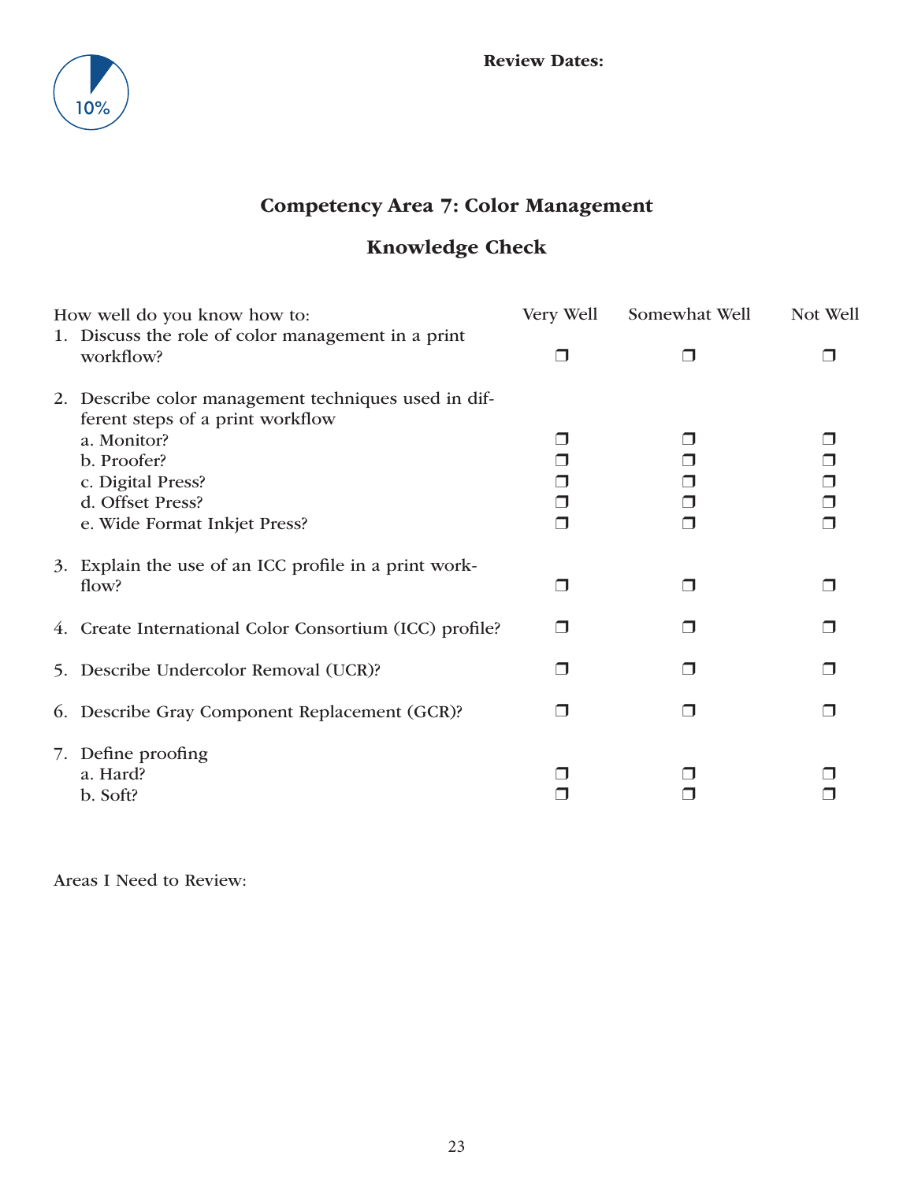10%

**Review Dates:**

## Competency Area 7: Color Management

## Knowledge Check

| How well do you know how to: | Very Well | Somewhat Well | Not Well |
|---|---|---|---|
| 1. Discuss the role of color management in a print workflow? | ❐ | ❐ | ❐ |
| 2. Describe color management techniques used in different steps of a print workflow | | | |
| a. Monitor? | ❐ | ❐ | ❐ |
| b. Proofer? | ❐ | ❐ | ❐ |
| c. Digital Press? | ❐ | ❐ | ❐ |
| d. Offset Press? | ❐ | ❐ | ❐ |
| e. Wide Format Inkjet Press? | ❐ | ❐ | ❐ |
| 3. Explain the use of an ICC profile in a print workflow? | ❐ | ❐ | ❐ |
| 4. Create International Color Consortium (ICC) profile? | ❐ | ❐ | ❐ |
| 5. Describe Undercolor Removal (UCR)? | ❐ | ❐ | ❐ |
| 6. Describe Gray Component Replacement (GCR)? | ❐ | ❐ | ❐ |
| 7. Define proofing | | | |
| a. Hard? | ❐ | ❐ | ❐ |
| b. Soft? | ❐ | ❐ | ❐ |

Areas I Need to Review: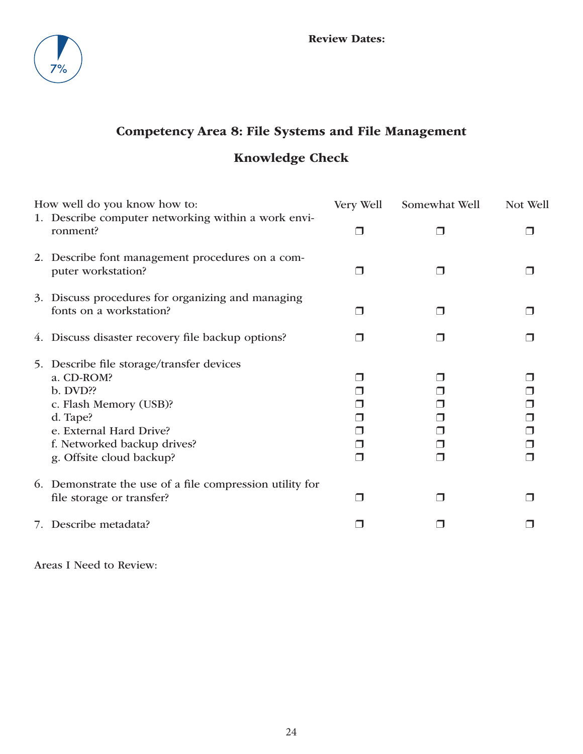7%

**Review Dates:**

## Competency Area 8: File Systems and File Management

## Knowledge Check

| How well do you know how to: | Very Well | Somewhat Well | Not Well |
|---|---|---|---|
| 1. Describe computer networking within a work environment? | ❒ | ❒ | ❒ |
| 2. Describe font management procedures on a computer workstation? | ❒ | ❒ | ❒ |
| 3. Discuss procedures for organizing and managing fonts on a workstation? | ❒ | ❒ | ❒ |
| 4. Discuss disaster recovery file backup options? | ❒ | ❒ | ❒ |
| 5. Describe file storage/transfer devices | | | |
| a. CD-ROM? | ❒ | ❒ | ❒ |
| b. DVD?? | ❒ | ❒ | ❒ |
| c. Flash Memory (USB)? | ❒ | ❒ | ❒ |
| d. Tape? | ❒ | ❒ | ❒ |
| e. External Hard Drive? | ❒ | ❒ | ❒ |
| f. Networked backup drives? | ❒ | ❒ | ❒ |
| g. Offsite cloud backup? | ❒ | ❒ | ❒ |
| 6. Demonstrate the use of a file compression utility for file storage or transfer? | ❒ | ❒ | ❒ |
| 7. Describe metadata? | ❒ | ❒ | ❒ |

Areas I Need to Review: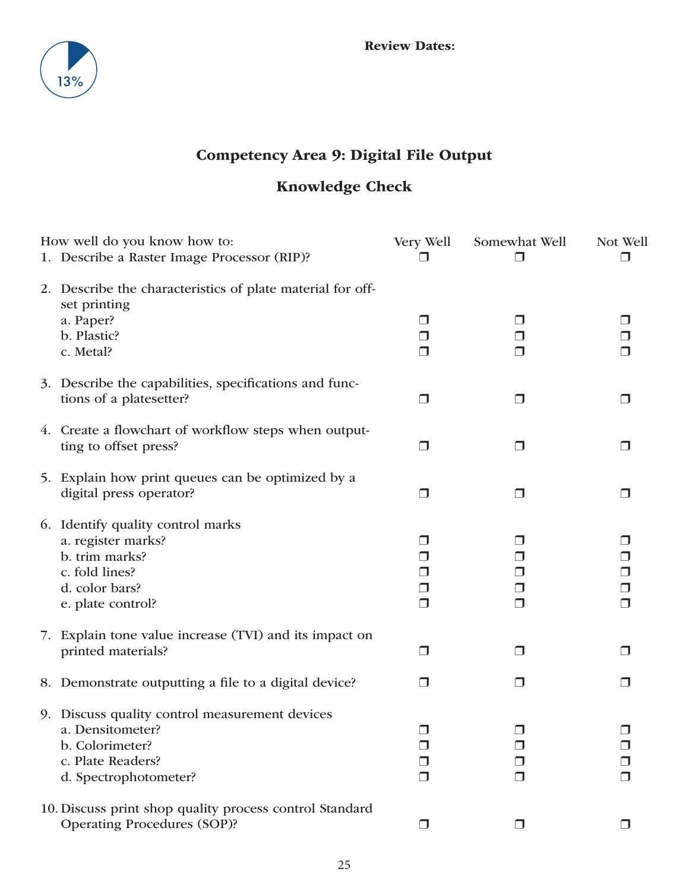13%

**Review Dates:**

## Competency Area 9: Digital File Output

## Knowledge Check

| How well do you know how to: | Very Well | Somewhat Well | Not Well |
|---|---|---|---|
| 1. Describe a Raster Image Processor (RIP)? | ❒ | ❒ | ❒ |
| 2. Describe the characteristics of plate material for offset printing | | | |
| a. Paper? | ❒ | ❒ | ❒ |
| b. Plastic? | ❒ | ❒ | ❒ |
| c. Metal? | ❒ | ❒ | ❒ |
| 3. Describe the capabilities, specifications and functions of a platesetter? | ❒ | ❒ | ❒ |
| 4. Create a flowchart of workflow steps when outputting to offset press? | ❒ | ❒ | ❒ |
| 5. Explain how print queues can be optimized by a digital press operator? | ❒ | ❒ | ❒ |
| 6. Identify quality control marks | | | |
| a. register marks? | ❒ | ❒ | ❒ |
| b. trim marks? | ❒ | ❒ | ❒ |
| c. fold lines? | ❒ | ❒ | ❒ |
| d. color bars? | ❒ | ❒ | ❒ |
| e. plate control? | ❒ | ❒ | ❒ |
| 7. Explain tone value increase (TVI) and its impact on printed materials? | ❒ | ❒ | ❒ |
| 8. Demonstrate outputting a file to a digital device? | ❒ | ❒ | ❒ |
| 9. Discuss quality control measurement devices | | | |
| a. Densitometer? | ❒ | ❒ | ❒ |
| b. Colorimeter? | ❒ | ❒ | ❒ |
| c. Plate Readers? | ❒ | ❒ | ❒ |
| d. Spectrophotometer? | ❒ | ❒ | ❒ |
| 10. Discuss print shop quality process control Standard Operating Procedures (SOP)? | ❒ | ❒ | ❒ |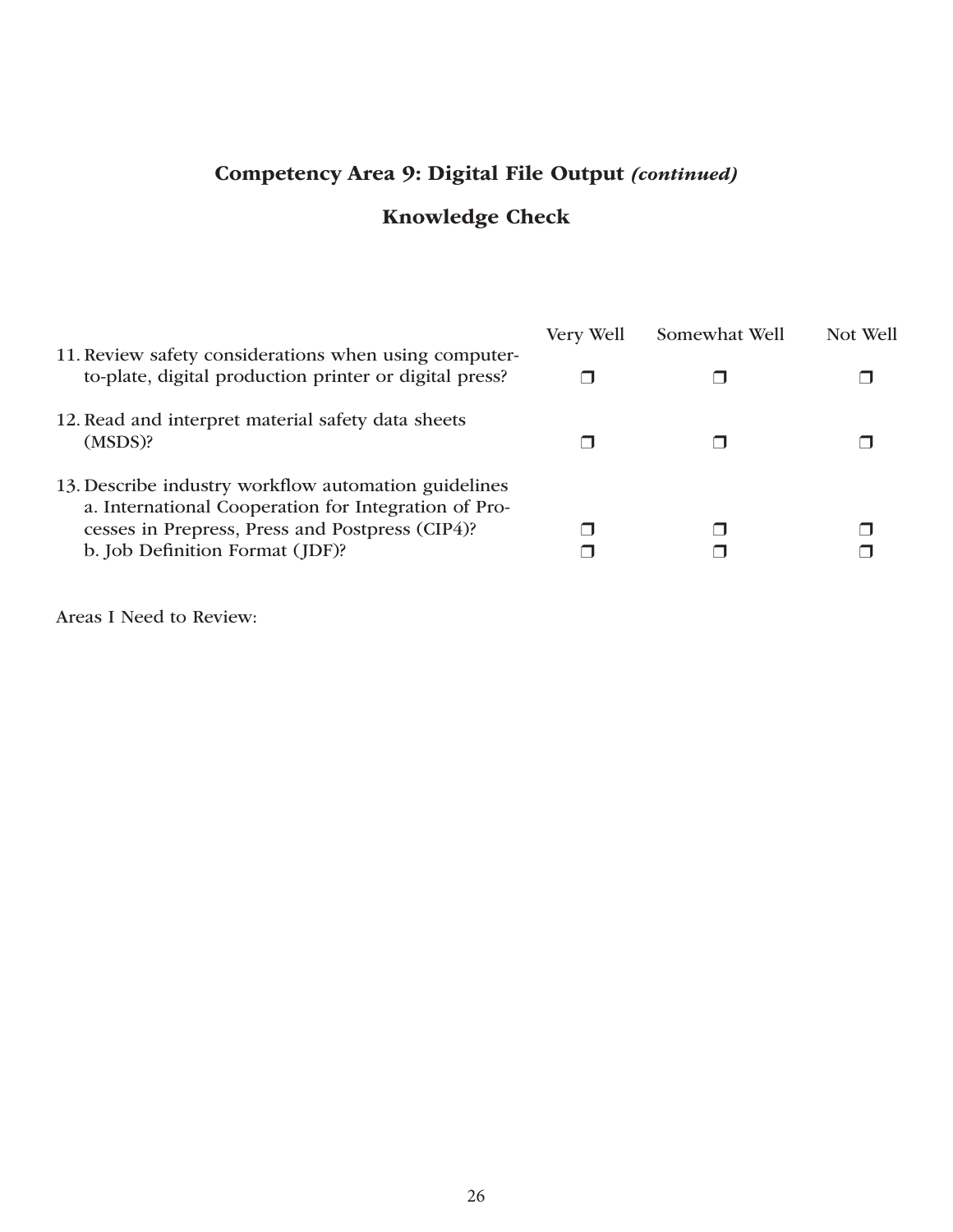## Competency Area 9: Digital File Output *(continued)*

## Knowledge Check

| | Very Well | Somewhat Well | Not Well |
|---|---|---|---|
| 11. Review safety considerations when using computer-to-plate, digital production printer or digital press? | ❐ | ❐ | ❐ |
| 12. Read and interpret material safety data sheets (MSDS)? | ❐ | ❐ | ❐ |
| 13. Describe industry workflow automation guidelines | | | |
| a. International Cooperation for Integration of Processes in Prepress, Press and Postpress (CIP4)? | ❐ | ❐ | ❐ |
| b. Job Definition Format (JDF)? | ❐ | ❐ | ❐ |

Areas I Need to Review: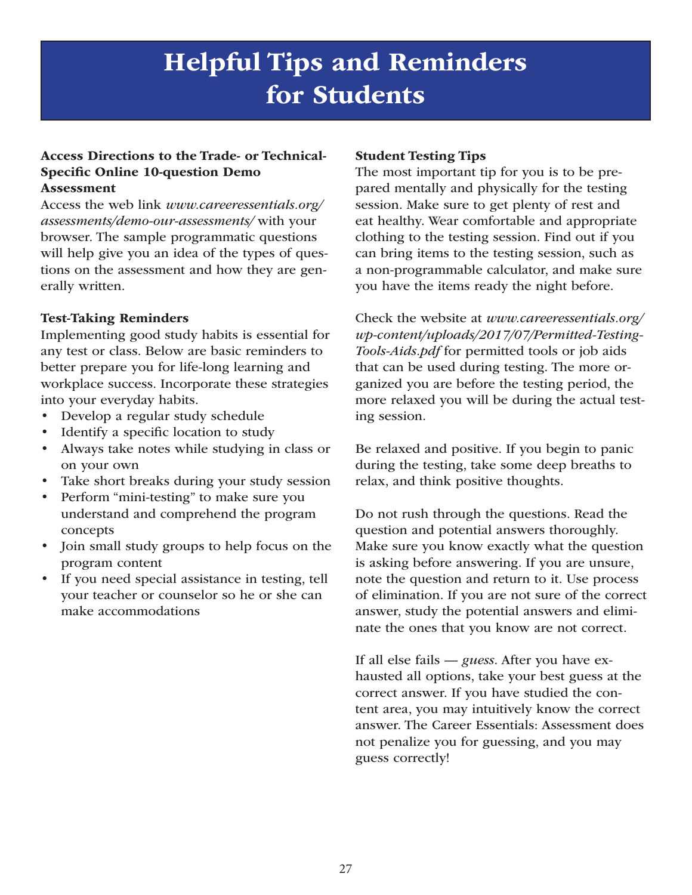# Helpful Tips and Reminders for Students

**Access Directions to the Trade- or Technical-Specific Online 10-question Demo Assessment**

Access the web link *www.careeressentials.org/assessments/demo-our-assessments/* with your browser. The sample programmatic questions will help give you an idea of the types of questions on the assessment and how they are generally written.

**Test-Taking Reminders**

Implementing good study habits is essential for any test or class. Below are basic reminders to better prepare you for life-long learning and workplace success. Incorporate these strategies into your everyday habits.

- Develop a regular study schedule
- Identify a specific location to study
- Always take notes while studying in class or on your own
- Take short breaks during your study session
- Perform "mini-testing" to make sure you understand and comprehend the program concepts
- Join small study groups to help focus on the program content
- If you need special assistance in testing, tell your teacher or counselor so he or she can make accommodations

**Student Testing Tips**

The most important tip for you is to be prepared mentally and physically for the testing session. Make sure to get plenty of rest and eat healthy. Wear comfortable and appropriate clothing to the testing session. Find out if you can bring items to the testing session, such as a non-programmable calculator, and make sure you have the items ready the night before.

Check the website at *www.careeressentials.org/wp-content/uploads/2017/07/Permitted-Testing-Tools-Aids.pdf* for permitted tools or job aids that can be used during testing. The more organized you are before the testing period, the more relaxed you will be during the actual testing session.

Be relaxed and positive. If you begin to panic during the testing, take some deep breaths to relax, and think positive thoughts.

Do not rush through the questions. Read the question and potential answers thoroughly. Make sure you know exactly what the question is asking before answering. If you are unsure, note the question and return to it. Use process of elimination. If you are not sure of the correct answer, study the potential answers and eliminate the ones that you know are not correct.

If all else fails — *guess*. After you have exhausted all options, take your best guess at the correct answer. If you have studied the content area, you may intuitively know the correct answer. The Career Essentials: Assessment does not penalize you for guessing, and you may guess correctly!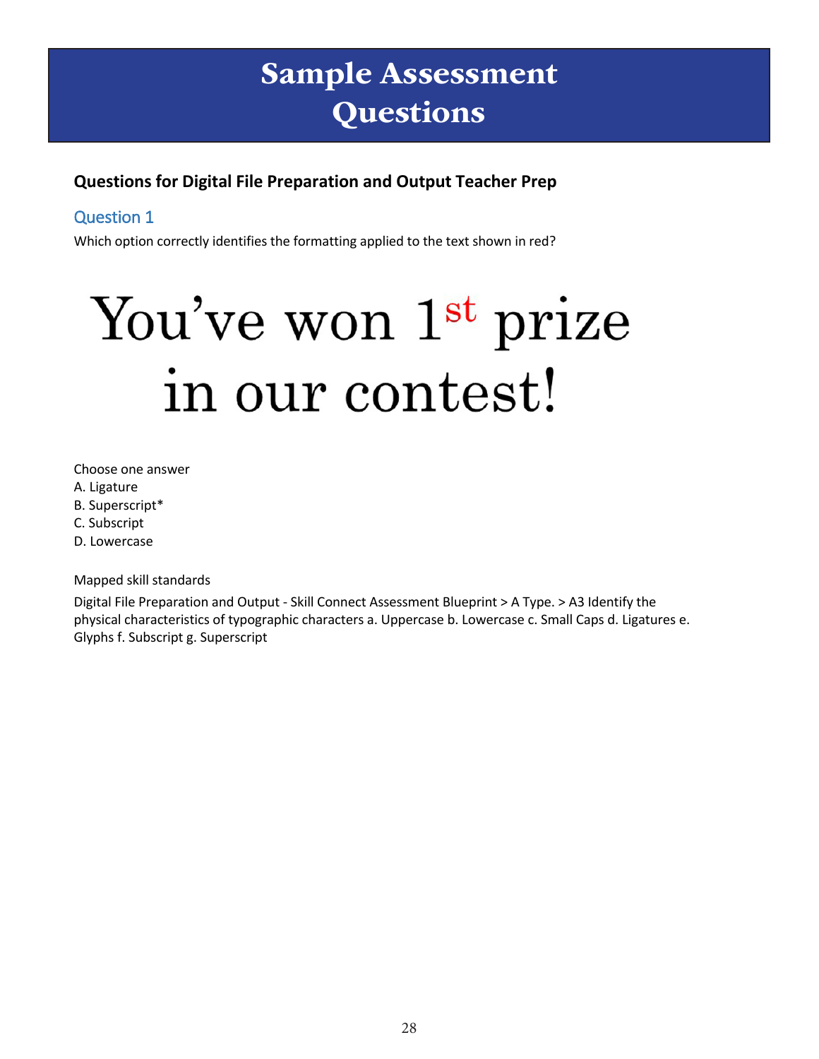# Sample Assessment Questions

**Questions for Digital File Preparation and Output Teacher Prep**

## Question 1

Which option correctly identifies the formatting applied to the text shown in red?

You've won 1$^{st}$ prize in our contest!

Choose one answer

A. Ligature
B. Superscript*
C. Subscript
D. Lowercase

Mapped skill standards

Digital File Preparation and Output - Skill Connect Assessment Blueprint > A Type. > A3 Identify the physical characteristics of typographic characters a. Uppercase b. Lowercase c. Small Caps d. Ligatures e. Glyphs f. Subscript g. Superscript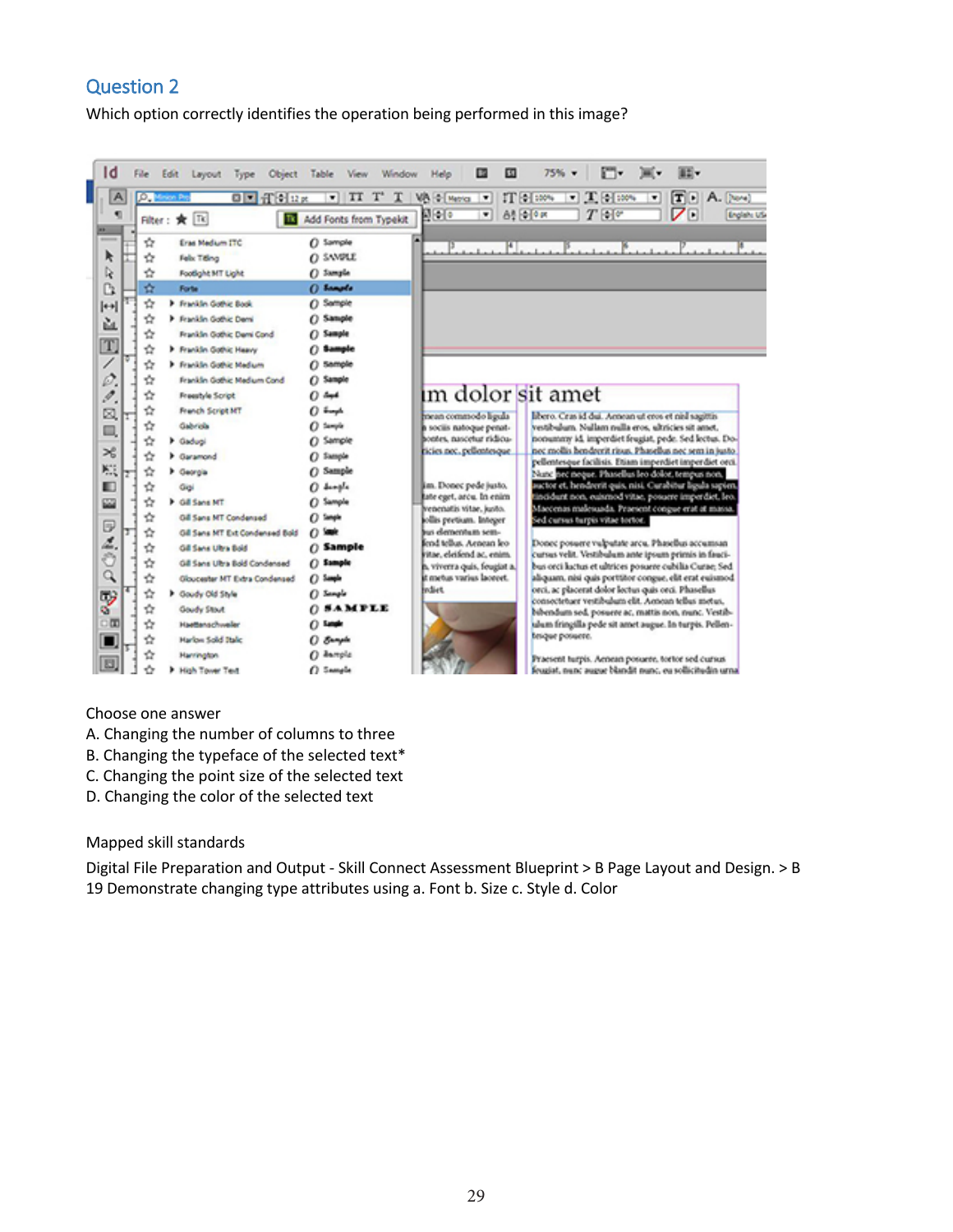## Question 2

Which option correctly identifies the operation being performed in this image?

Choose one answer

A. Changing the number of columns to three

B. Changing the typeface of the selected text*

C. Changing the point size of the selected text

D. Changing the color of the selected text

Mapped skill standards

Digital File Preparation and Output - Skill Connect Assessment Blueprint > B Page Layout and Design. > B 19 Demonstrate changing type attributes using a. Font b. Size c. Style d. Color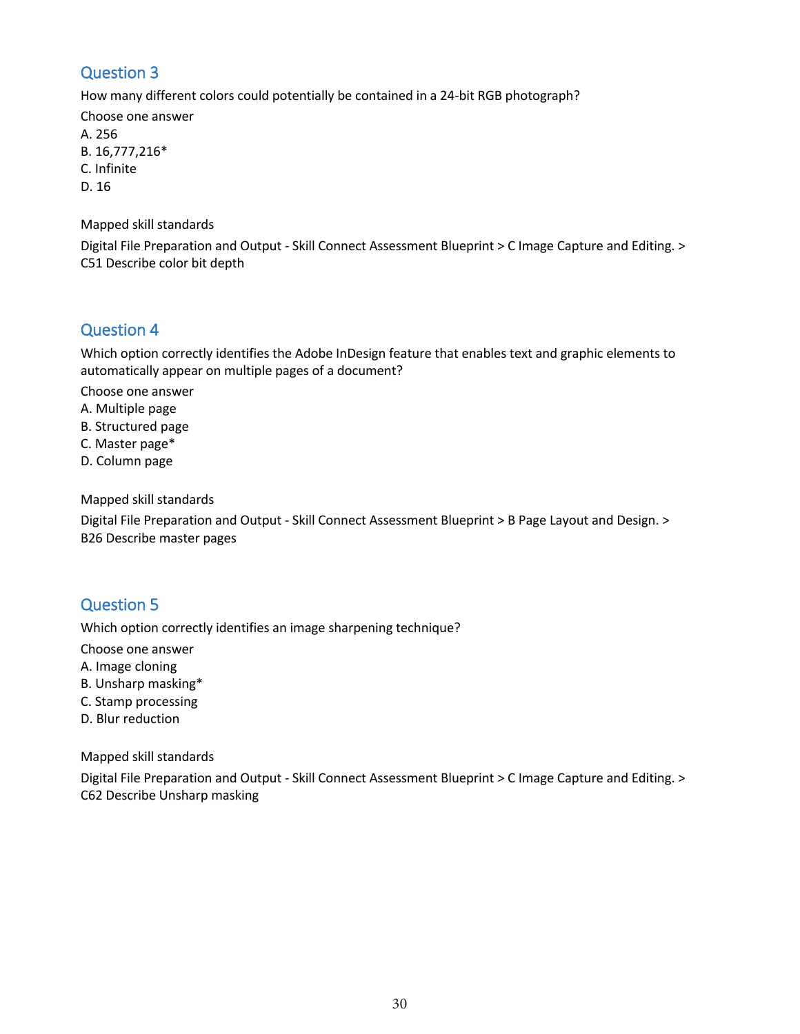## Question 3

How many different colors could potentially be contained in a 24-bit RGB photograph?

Choose one answer

A. 256
B. 16,777,216*
C. Infinite
D. 16

Mapped skill standards

Digital File Preparation and Output - Skill Connect Assessment Blueprint > C Image Capture and Editing. > C51 Describe color bit depth

## Question 4

Which option correctly identifies the Adobe InDesign feature that enables text and graphic elements to automatically appear on multiple pages of a document?

Choose one answer

A. Multiple page
B. Structured page
C. Master page*
D. Column page

Mapped skill standards

Digital File Preparation and Output - Skill Connect Assessment Blueprint > B Page Layout and Design. > B26 Describe master pages

## Question 5

Which option correctly identifies an image sharpening technique?

Choose one answer

A. Image cloning
B. Unsharp masking*
C. Stamp processing
D. Blur reduction

Mapped skill standards

Digital File Preparation and Output - Skill Connect Assessment Blueprint > C Image Capture and Editing. > C62 Describe Unsharp masking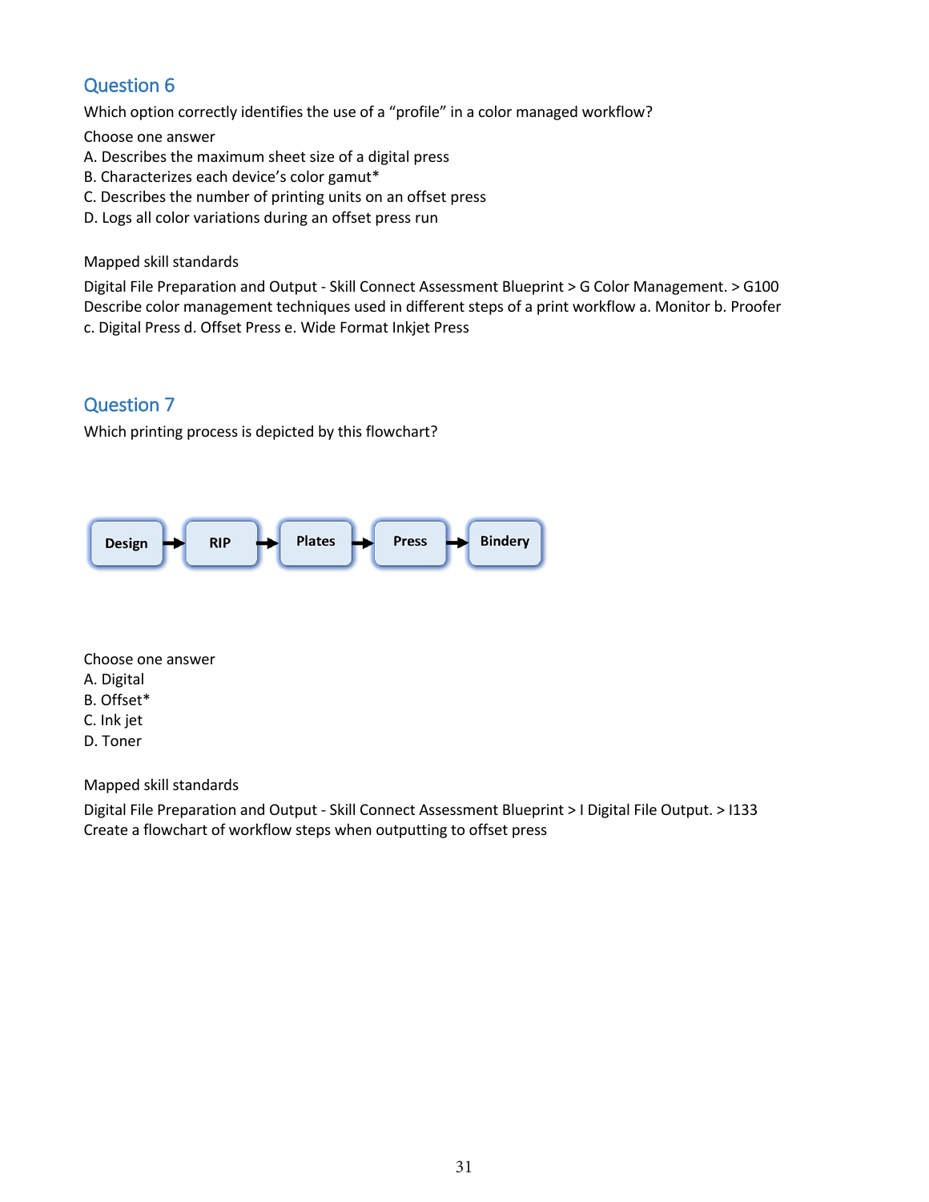## Question 6

Which option correctly identifies the use of a "profile" in a color managed workflow?

Choose one answer

A. Describes the maximum sheet size of a digital press
B. Characterizes each device's color gamut*
C. Describes the number of printing units on an offset press
D. Logs all color variations during an offset press run

Mapped skill standards

Digital File Preparation and Output - Skill Connect Assessment Blueprint > G Color Management. > G100 Describe color management techniques used in different steps of a print workflow a. Monitor b. Proofer c. Digital Press d. Offset Press e. Wide Format Inkjet Press

## Question 7

Which printing process is depicted by this flowchart?

Design → RIP → Plates → Press → Bindery

Choose one answer

A. Digital
B. Offset*
C. Ink jet
D. Toner

Mapped skill standards

Digital File Preparation and Output - Skill Connect Assessment Blueprint > I Digital File Output. > I133 Create a flowchart of workflow steps when outputting to offset press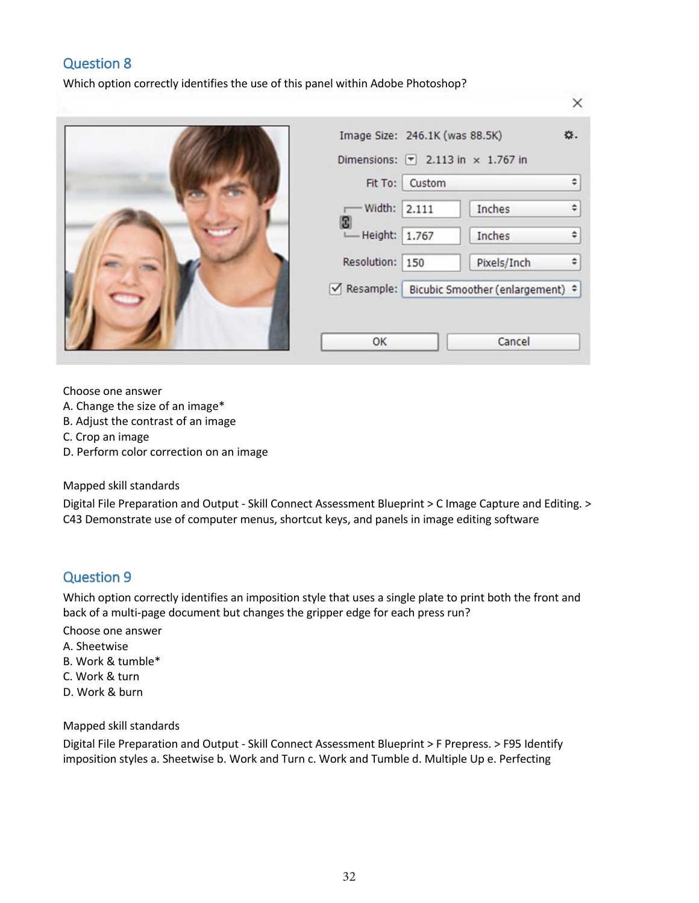## Question 8

Which option correctly identifies the use of this panel within Adobe Photoshop?

Choose one answer
A. Change the size of an image*
B. Adjust the contrast of an image
C. Crop an image
D. Perform color correction on an image

Mapped skill standards

Digital File Preparation and Output - Skill Connect Assessment Blueprint > C Image Capture and Editing. > C43 Demonstrate use of computer menus, shortcut keys, and panels in image editing software

## Question 9

Which option correctly identifies an imposition style that uses a single plate to print both the front and back of a multi-page document but changes the gripper edge for each press run?

Choose one answer
A. Sheetwise
B. Work & tumble*
C. Work & turn
D. Work & burn

Mapped skill standards

Digital File Preparation and Output - Skill Connect Assessment Blueprint > F Prepress. > F95 Identify imposition styles a. Sheetwise b. Work and Turn c. Work and Tumble d. Multiple Up e. Perfecting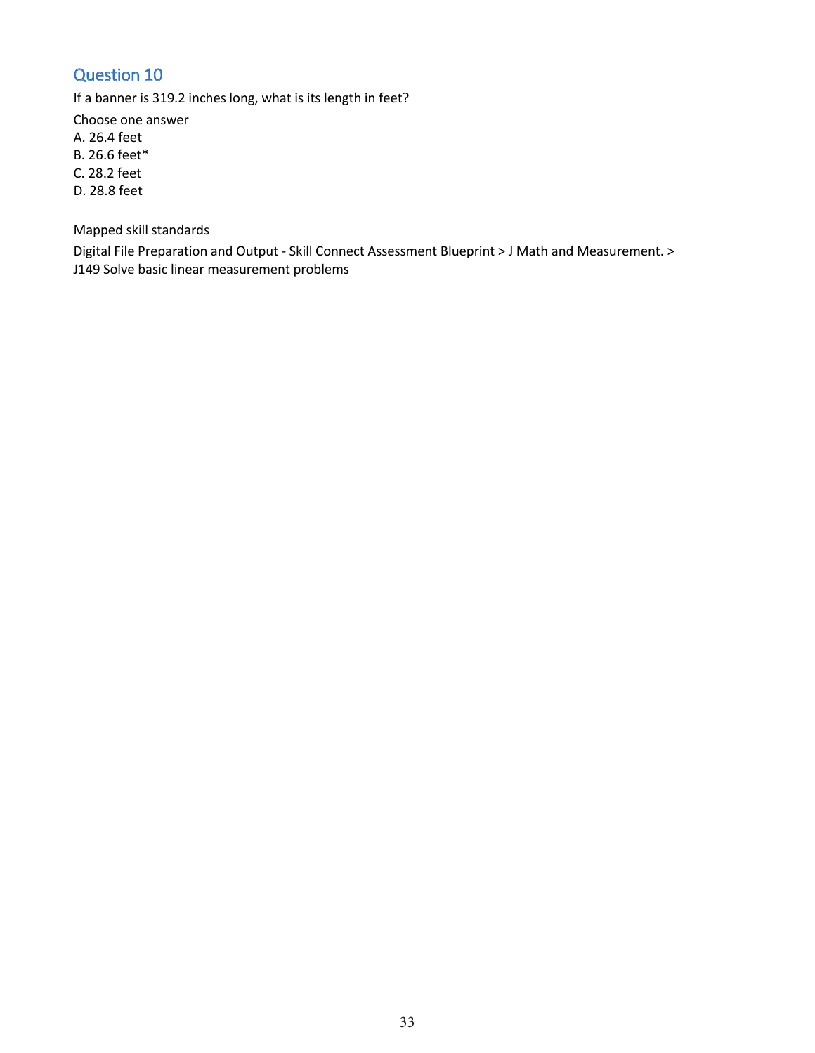## Question 10

If a banner is 319.2 inches long, what is its length in feet?

Choose one answer

A. 26.4 feet

B. 26.6 feet*

C. 28.2 feet

D. 28.8 feet

Mapped skill standards

Digital File Preparation and Output - Skill Connect Assessment Blueprint > J Math and Measurement. > J149 Solve basic linear measurement problems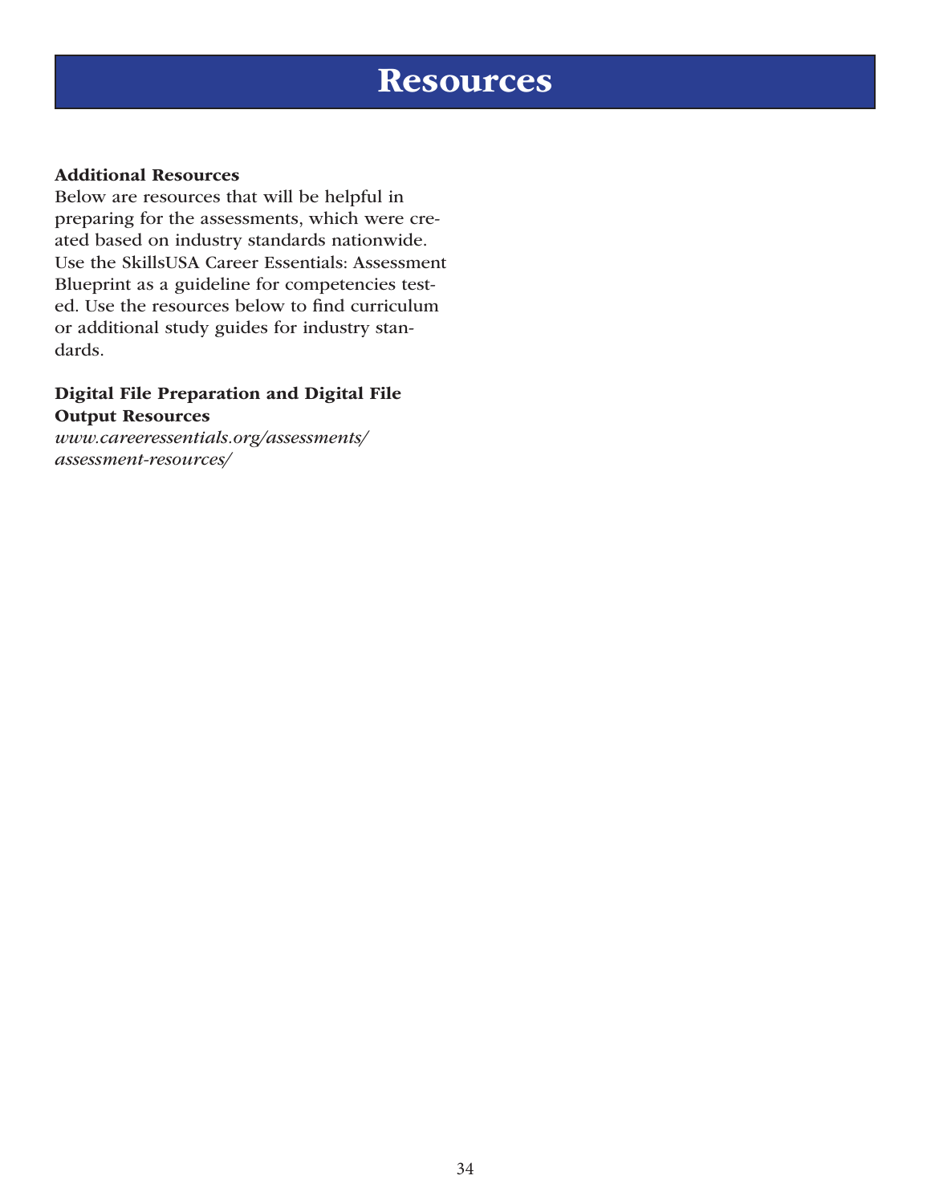# Resources

**Additional Resources**

Below are resources that will be helpful in preparing for the assessments, which were created based on industry standards nationwide. Use the SkillsUSA Career Essentials: Assessment Blueprint as a guideline for competencies tested. Use the resources below to find curriculum or additional study guides for industry standards.

**Digital File Preparation and Digital File Output Resources**

*www.careeressentials.org/assessments/assessment-resources/*